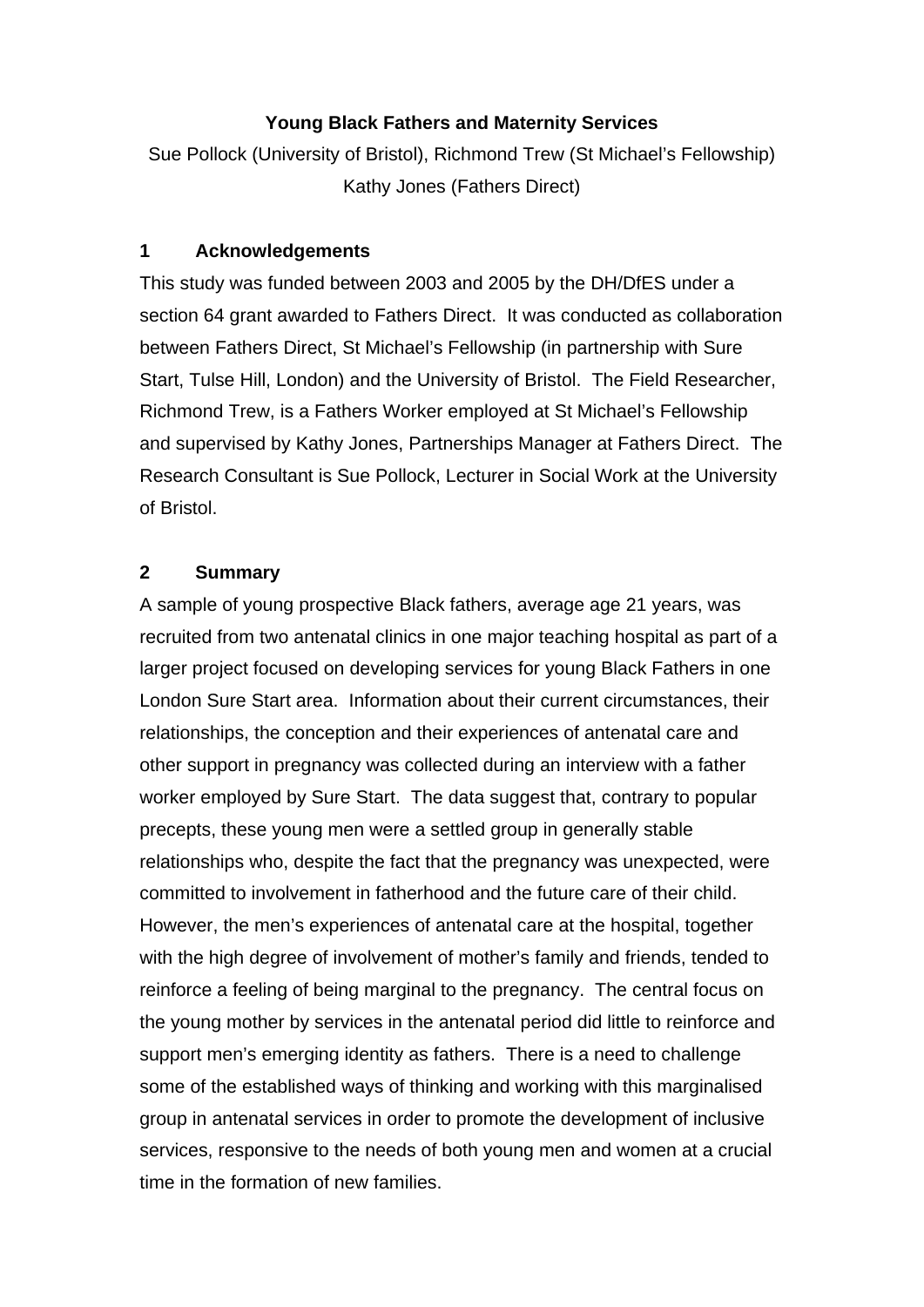**Young Black Fathers and Maternity Services**

Sue Pollock (University of Bristol), Richmond Trew (St Michael's Fellowship) Kathy Jones (Fathers Direct)

## 1 Acknowledgements

This study was funded between 2003 and 2005 by the DH/DfES under a section 64 grant awarded to Fathers Direct. It was conducted as collaboration between Fathers Direct, St Michael's Fellowship (in partnership with Sure Start, Tulse Hill, London) and the University of Bristol. The Field Researcher, Richmond Trew, is a Fathers Worker employed at St Michael's Fellowship and supervised by Kathy Jones, Partnerships Manager at Fathers Direct. The Research Consultant is Sue Pollock, Lecturer in Social Work at the University of Bristol.

## 2 Summary

A sample of young prospective Black fathers, average age 21 years, was recruited from two antenatal clinics in one major teaching hospital as part of a larger project focused on developing services for young Black Fathers in one London Sure Start area. Information about their current circumstances, their relationships, the conception and their experiences of antenatal care and other support in pregnancy was collected during an interview with a father worker employed by Sure Start. The data suggest that, contrary to popular precepts, these young men were a settled group in generally stable relationships who, despite the fact that the pregnancy was unexpected, were committed to involvement in fatherhood and the future care of their child. However, the men's experiences of antenatal care at the hospital, together with the high degree of involvement of mother's family and friends, tended to reinforce a feeling of being marginal to the pregnancy. The central focus on the young mother by services in the antenatal period did little to reinforce and support men's emerging identity as fathers. There is a need to challenge some of the established ways of thinking and working with this marginalised group in antenatal services in order to promote the development of inclusive services, responsive to the needs of both young men and women at a crucial time in the formation of new families.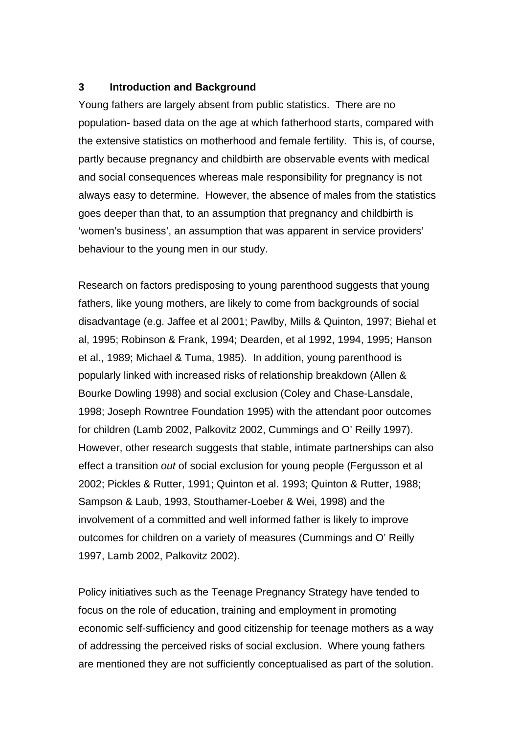## 3 Introduction and Background

Young fathers are largely absent from public statistics. There are no population- based data on the age at which fatherhood starts, compared with the extensive statistics on motherhood and female fertility. This is, of course, partly because pregnancy and childbirth are observable events with medical and social consequences whereas male responsibility for pregnancy is not always easy to determine. However, the absence of males from the statistics goes deeper than that, to an assumption that pregnancy and childbirth is 'women's business', an assumption that was apparent in service providers' behaviour to the young men in our study.

Research on factors predisposing to young parenthood suggests that young fathers, like young mothers, are likely to come from backgrounds of social disadvantage (e.g. Jaffee et al 2001; Pawlby, Mills & Quinton, 1997; Biehal et al, 1995; Robinson & Frank, 1994; Dearden, et al 1992, 1994, 1995; Hanson et al., 1989; Michael & Tuma, 1985). In addition, young parenthood is popularly linked with increased risks of relationship breakdown (Allen & Bourke Dowling 1998) and social exclusion (Coley and Chase-Lansdale, 1998; Joseph Rowntree Foundation 1995) with the attendant poor outcomes for children (Lamb 2002, Palkovitz 2002, Cummings and O' Reilly 1997). However, other research suggests that stable, intimate partnerships can also effect a transition *out* of social exclusion for young people (Fergusson et al 2002; Pickles & Rutter, 1991; Quinton et al. 1993; Quinton & Rutter, 1988; Sampson & Laub, 1993, Stouthamer-Loeber & Wei, 1998) and the involvement of a committed and well informed father is likely to improve outcomes for children on a variety of measures (Cummings and O' Reilly 1997, Lamb 2002, Palkovitz 2002).

Policy initiatives such as the Teenage Pregnancy Strategy have tended to focus on the role of education, training and employment in promoting economic self-sufficiency and good citizenship for teenage mothers as a way of addressing the perceived risks of social exclusion. Where young fathers are mentioned they are not sufficiently conceptualised as part of the solution.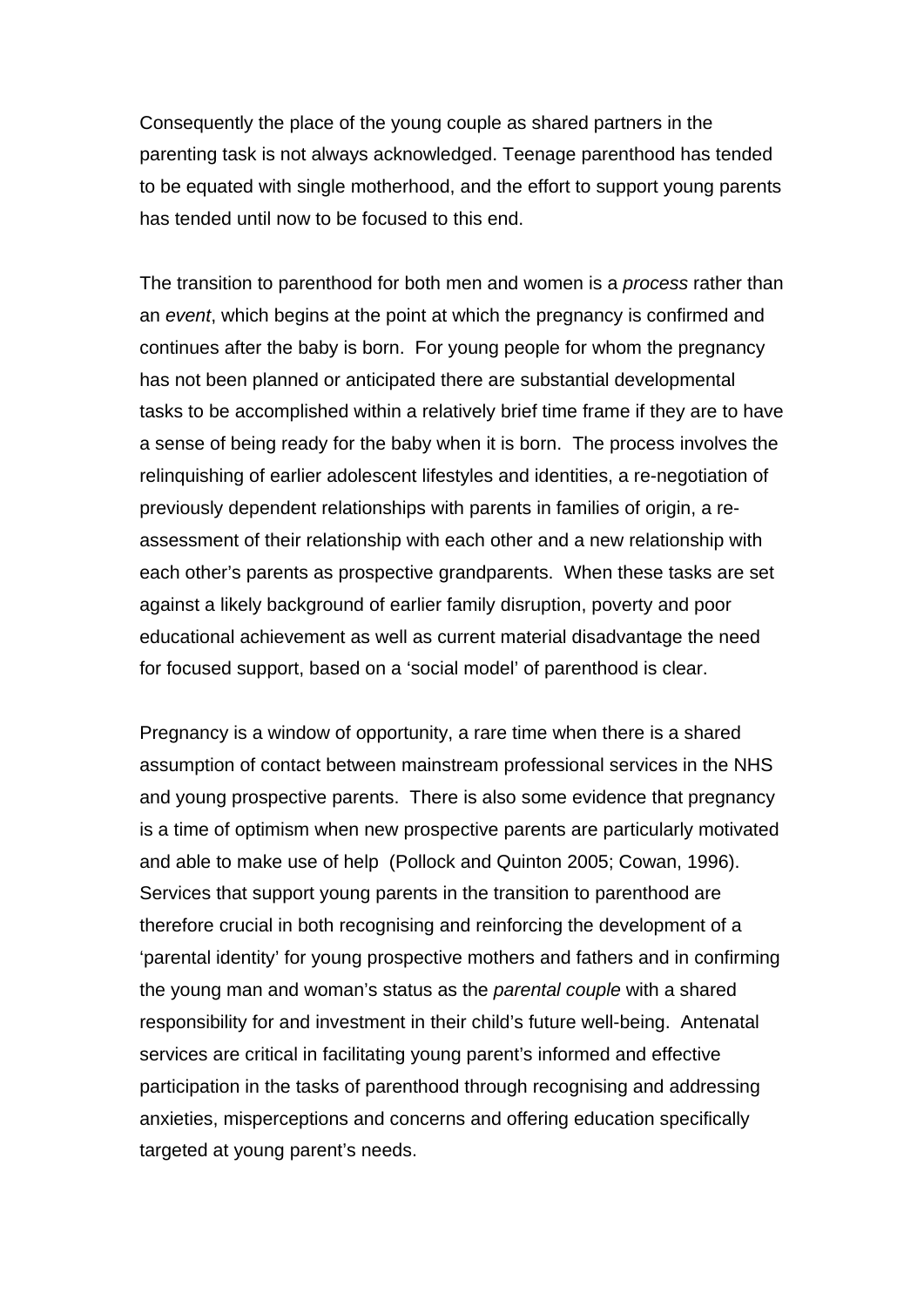Consequently the place of the young couple as shared partners in the parenting task is not always acknowledged. Teenage parenthood has tended to be equated with single motherhood, and the effort to support young parents has tended until now to be focused to this end.

The transition to parenthood for both men and women is a *process* rather than an *event*, which begins at the point at which the pregnancy is confirmed and continues after the baby is born. For young people for whom the pregnancy has not been planned or anticipated there are substantial developmental tasks to be accomplished within a relatively brief time frame if they are to have a sense of being ready for the baby when it is born. The process involves the relinquishing of earlier adolescent lifestyles and identities, a re-negotiation of previously dependent relationships with parents in families of origin, a re-assessment of their relationship with each other and a new relationship with each other's parents as prospective grandparents. When these tasks are set against a likely background of earlier family disruption, poverty and poor educational achievement as well as current material disadvantage the need for focused support, based on a 'social model' of parenthood is clear.

Pregnancy is a window of opportunity, a rare time when there is a shared assumption of contact between mainstream professional services in the NHS and young prospective parents. There is also some evidence that pregnancy is a time of optimism when new prospective parents are particularly motivated and able to make use of help (Pollock and Quinton 2005; Cowan, 1996). Services that support young parents in the transition to parenthood are therefore crucial in both recognising and reinforcing the development of a 'parental identity' for young prospective mothers and fathers and in confirming the young man and woman's status as the *parental couple* with a shared responsibility for and investment in their child's future well-being. Antenatal services are critical in facilitating young parent's informed and effective participation in the tasks of parenthood through recognising and addressing anxieties, misperceptions and concerns and offering education specifically targeted at young parent's needs.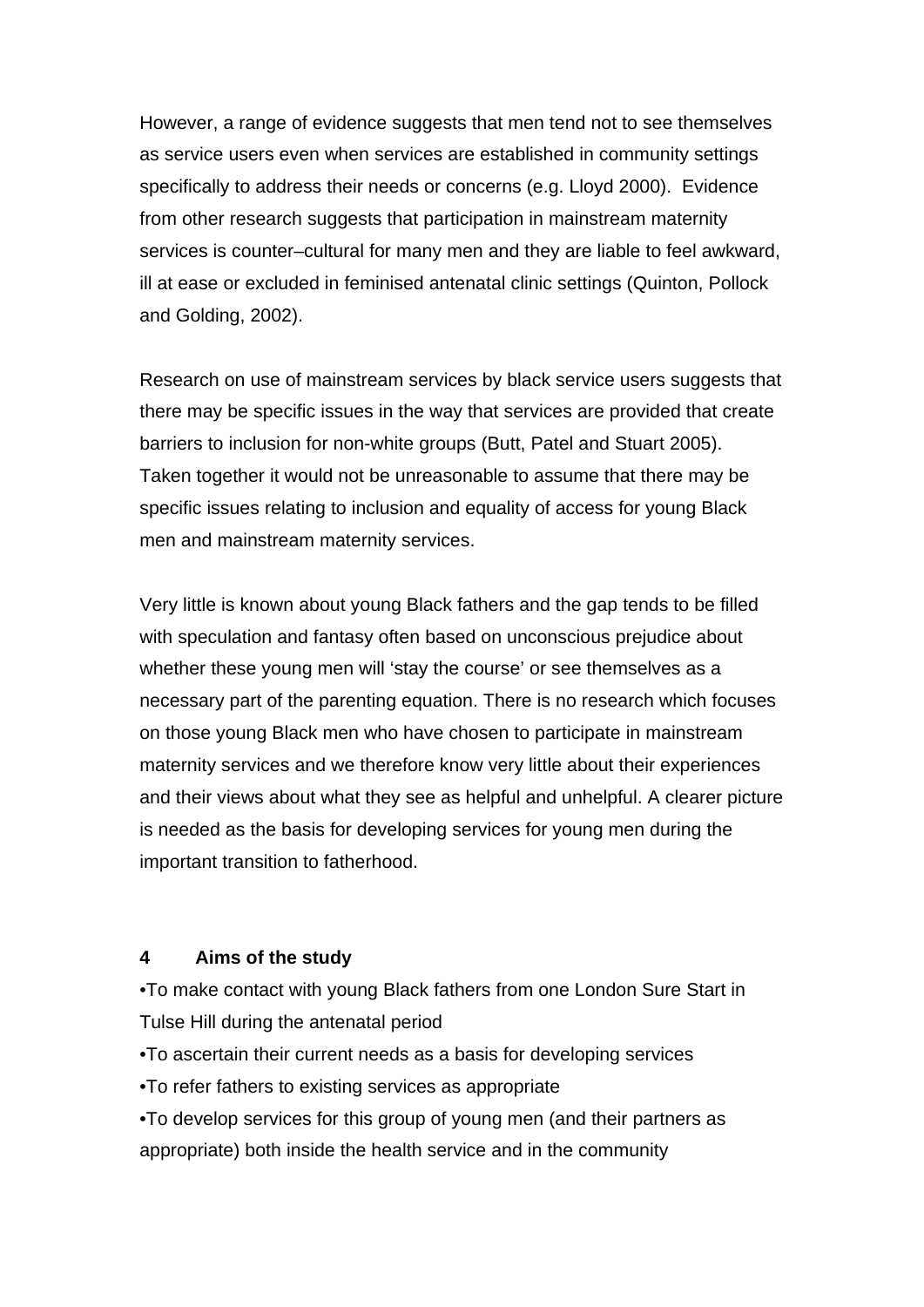However, a range of evidence suggests that men tend not to see themselves as service users even when services are established in community settings specifically to address their needs or concerns (e.g. Lloyd 2000). Evidence from other research suggests that participation in mainstream maternity services is counter–cultural for many men and they are liable to feel awkward, ill at ease or excluded in feminised antenatal clinic settings (Quinton, Pollock and Golding, 2002).

Research on use of mainstream services by black service users suggests that there may be specific issues in the way that services are provided that create barriers to inclusion for non-white groups (Butt, Patel and Stuart 2005). Taken together it would not be unreasonable to assume that there may be specific issues relating to inclusion and equality of access for young Black men and mainstream maternity services.

Very little is known about young Black fathers and the gap tends to be filled with speculation and fantasy often based on unconscious prejudice about whether these young men will 'stay the course' or see themselves as a necessary part of the parenting equation. There is no research which focuses on those young Black men who have chosen to participate in mainstream maternity services and we therefore know very little about their experiences and their views about what they see as helpful and unhelpful. A clearer picture is needed as the basis for developing services for young men during the important transition to fatherhood.

## 4 Aims of the study

- To make contact with young Black fathers from one London Sure Start in Tulse Hill during the antenatal period
- To ascertain their current needs as a basis for developing services
- To refer fathers to existing services as appropriate
- To develop services for this group of young men (and their partners as appropriate) both inside the health service and in the community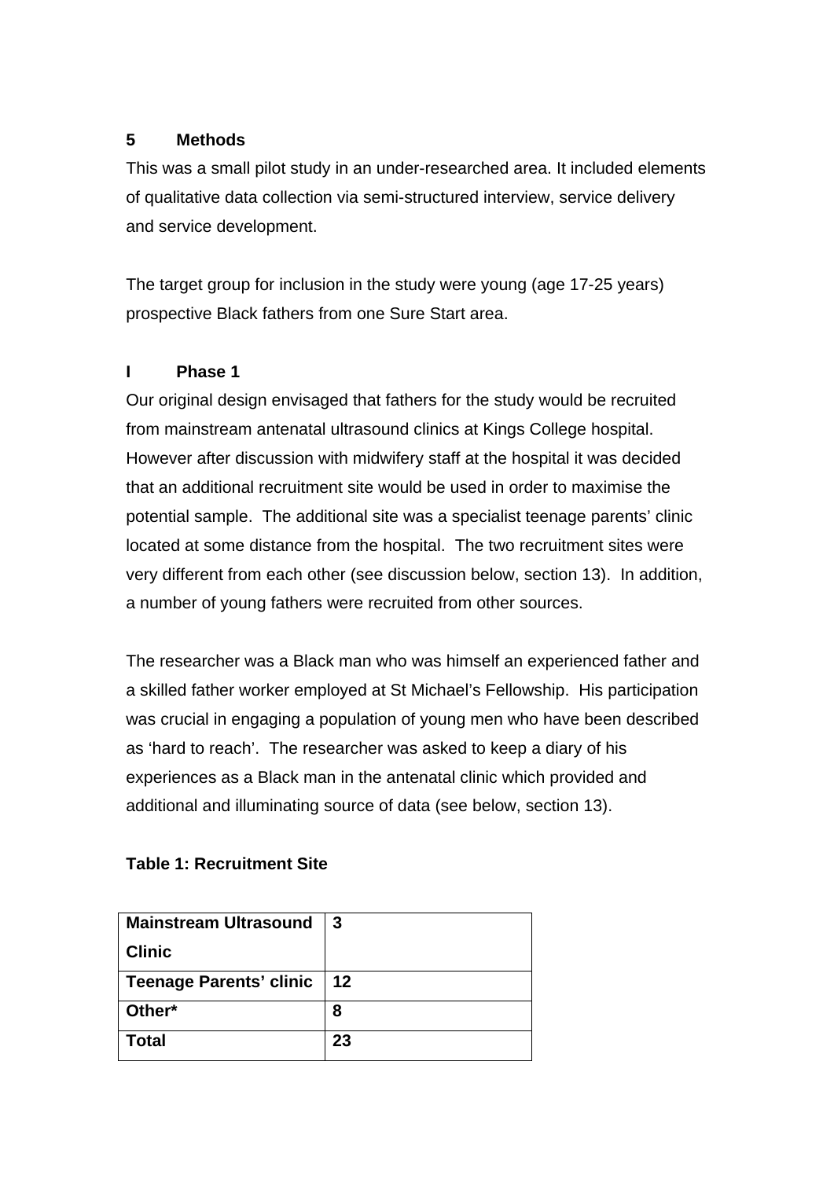## 5 Methods

This was a small pilot study in an under-researched area. It included elements of qualitative data collection via semi-structured interview, service delivery and service development.

The target group for inclusion in the study were young (age 17-25 years) prospective Black fathers from one Sure Start area.

### I Phase 1

Our original design envisaged that fathers for the study would be recruited from mainstream antenatal ultrasound clinics at Kings College hospital. However after discussion with midwifery staff at the hospital it was decided that an additional recruitment site would be used in order to maximise the potential sample. The additional site was a specialist teenage parents' clinic located at some distance from the hospital. The two recruitment sites were very different from each other (see discussion below, section 13). In addition, a number of young fathers were recruited from other sources.

The researcher was a Black man who was himself an experienced father and a skilled father worker employed at St Michael's Fellowship. His participation was crucial in engaging a population of young men who have been described as 'hard to reach'. The researcher was asked to keep a diary of his experiences as a Black man in the antenatal clinic which provided and additional and illuminating source of data (see below, section 13).

**Table 1: Recruitment Site**

| | |
|---|---|
| **Mainstream Ultrasound Clinic** | **3** |
| **Teenage Parents' clinic** | **12** |
| **Other*** | **8** |
| **Total** | **23** |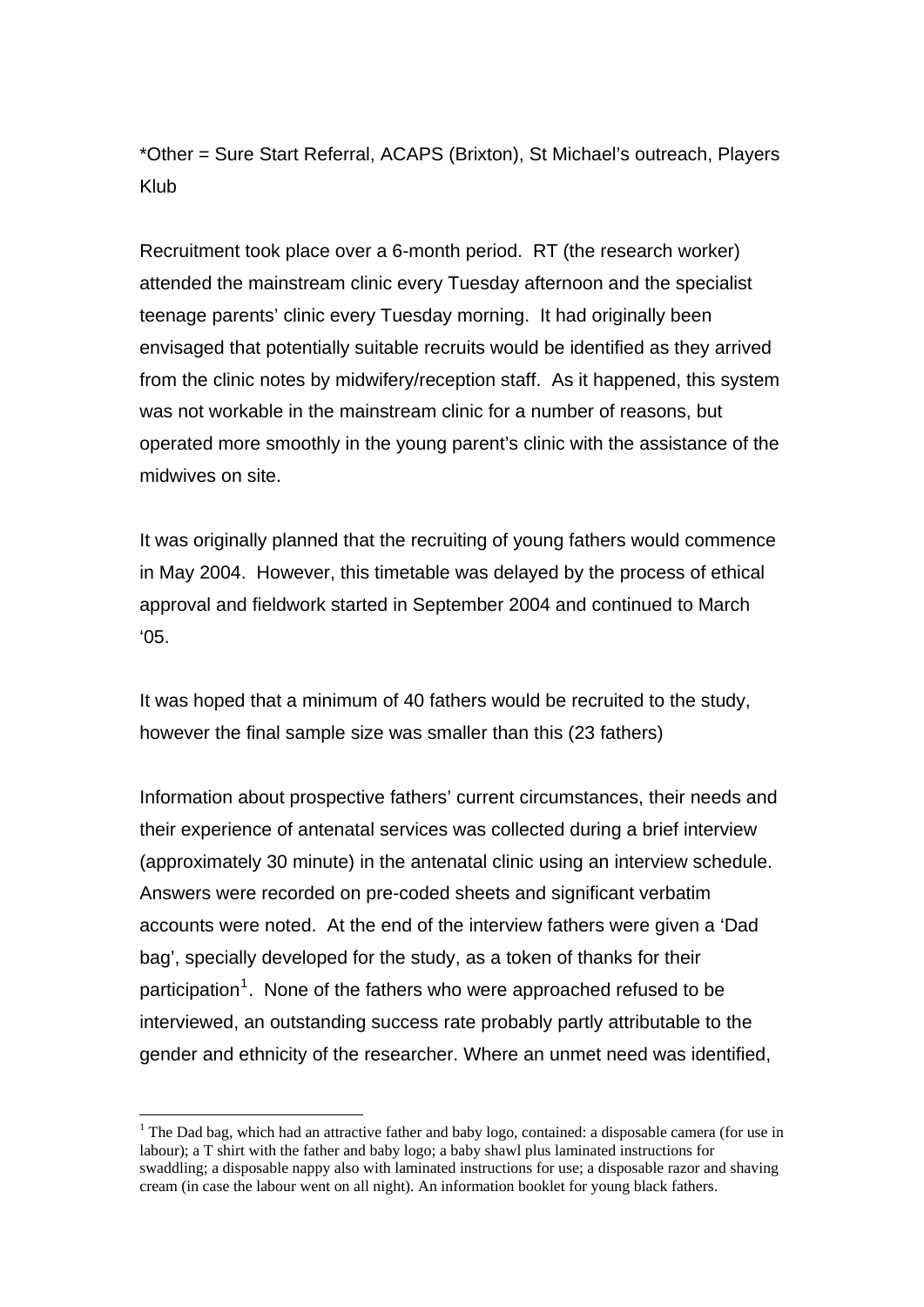*Other = Sure Start Referral, ACAPS (Brixton), St Michael's outreach, Players Klub

Recruitment took place over a 6-month period. RT (the research worker) attended the mainstream clinic every Tuesday afternoon and the specialist teenage parents' clinic every Tuesday morning. It had originally been envisaged that potentially suitable recruits would be identified as they arrived from the clinic notes by midwifery/reception staff. As it happened, this system was not workable in the mainstream clinic for a number of reasons, but operated more smoothly in the young parent's clinic with the assistance of the midwives on site.

It was originally planned that the recruiting of young fathers would commence in May 2004. However, this timetable was delayed by the process of ethical approval and fieldwork started in September 2004 and continued to March '05.

It was hoped that a minimum of 40 fathers would be recruited to the study, however the final sample size was smaller than this (23 fathers)

Information about prospective fathers' current circumstances, their needs and their experience of antenatal services was collected during a brief interview (approximately 30 minute) in the antenatal clinic using an interview schedule. Answers were recorded on pre-coded sheets and significant verbatim accounts were noted. At the end of the interview fathers were given a 'Dad bag', specially developed for the study, as a token of thanks for their participation[1]. None of the fathers who were approached refused to be interviewed, an outstanding success rate probably partly attributable to the gender and ethnicity of the researcher. Where an unmet need was identified,

[1] The Dad bag, which had an attractive father and baby logo, contained: a disposable camera (for use in labour); a T shirt with the father and baby logo; a baby shawl plus laminated instructions for swaddling; a disposable nappy also with laminated instructions for use; a disposable razor and shaving cream (in case the labour went on all night). An information booklet for young black fathers.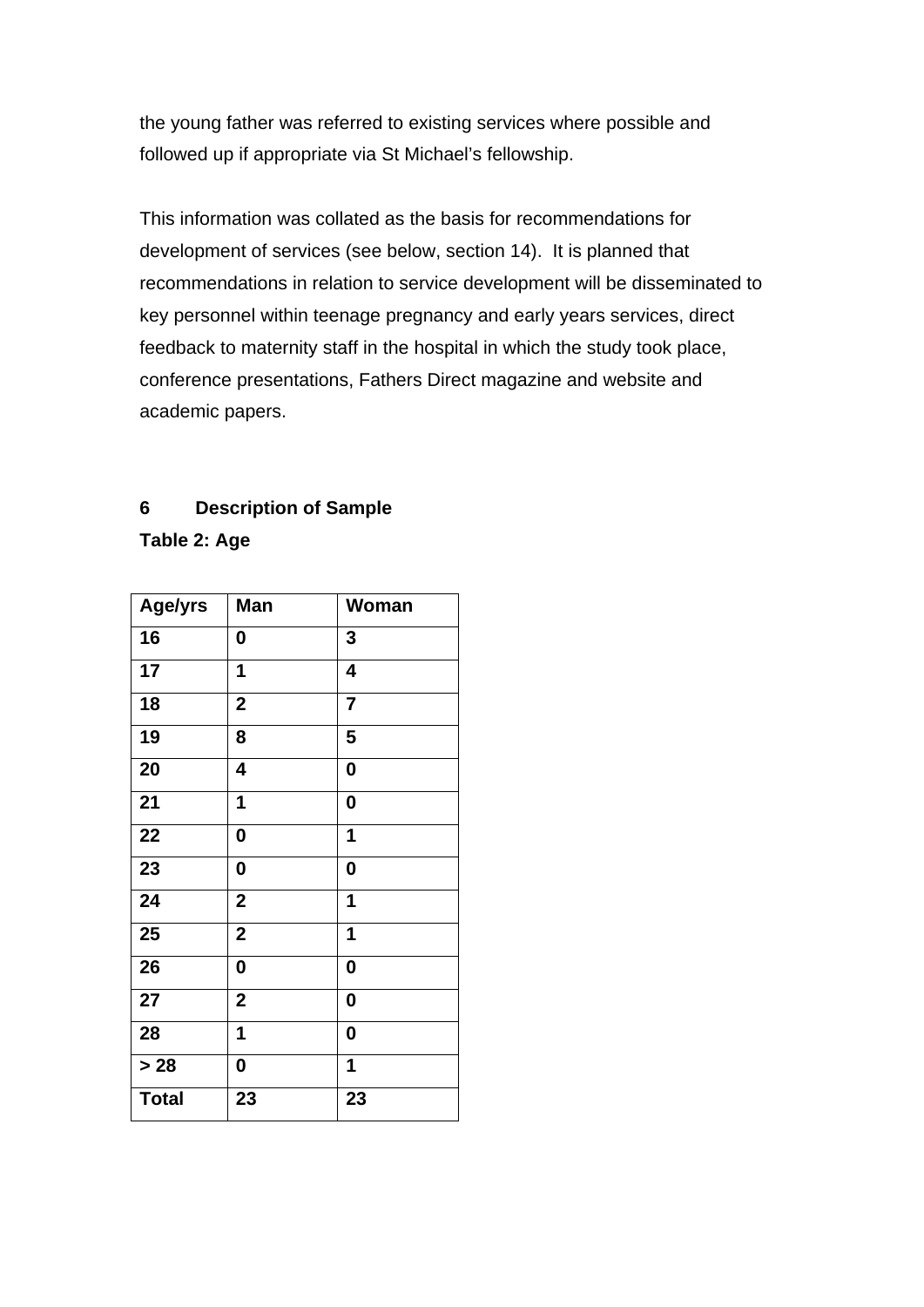the young father was referred to existing services where possible and followed up if appropriate via St Michael's fellowship.

This information was collated as the basis for recommendations for development of services (see below, section 14). It is planned that recommendations in relation to service development will be disseminated to key personnel within teenage pregnancy and early years services, direct feedback to maternity staff in the hospital in which the study took place, conference presentations, Fathers Direct magazine and website and academic papers.

## 6 Description of Sample

**Table 2: Age**

| Age/yrs | Man | Woman |
|---|---|---|
| 16 | 0 | 3 |
| 17 | 1 | 4 |
| 18 | 2 | 7 |
| 19 | 8 | 5 |
| 20 | 4 | 0 |
| 21 | 1 | 0 |
| 22 | 0 | 1 |
| 23 | 0 | 0 |
| 24 | 2 | 1 |
| 25 | 2 | 1 |
| 26 | 0 | 0 |
| 27 | 2 | 0 |
| 28 | 1 | 0 |
| > 28 | 0 | 1 |
| Total | 23 | 23 |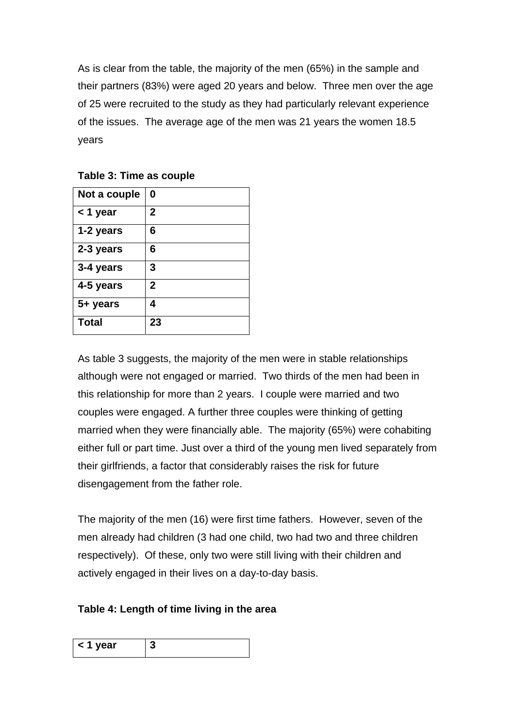As is clear from the table, the majority of the men (65%) in the sample and their partners (83%) were aged 20 years and below. Three men over the age of 25 were recruited to the study as they had particularly relevant experience of the issues. The average age of the men was 21 years the women 18.5 years

**Table 3: Time as couple**

| **Not a couple** | **0** |
|---|---|
| **< 1 year** | **2** |
| **1-2 years** | **6** |
| **2-3 years** | **6** |
| **3-4 years** | **3** |
| **4-5 years** | **2** |
| **5+ years** | **4** |
| **Total** | **23** |

As table 3 suggests, the majority of the men were in stable relationships although were not engaged or married. Two thirds of the men had been in this relationship for more than 2 years. I couple were married and two couples were engaged. A further three couples were thinking of getting married when they were financially able. The majority (65%) were cohabiting either full or part time. Just over a third of the young men lived separately from their girlfriends, a factor that considerably raises the risk for future disengagement from the father role.

The majority of the men (16) were first time fathers. However, seven of the men already had children (3 had one child, two had two and three children respectively). Of these, only two were still living with their children and actively engaged in their lives on a day-to-day basis.

**Table 4: Length of time living in the area**

| **< 1 year** | **3** |
|---|---|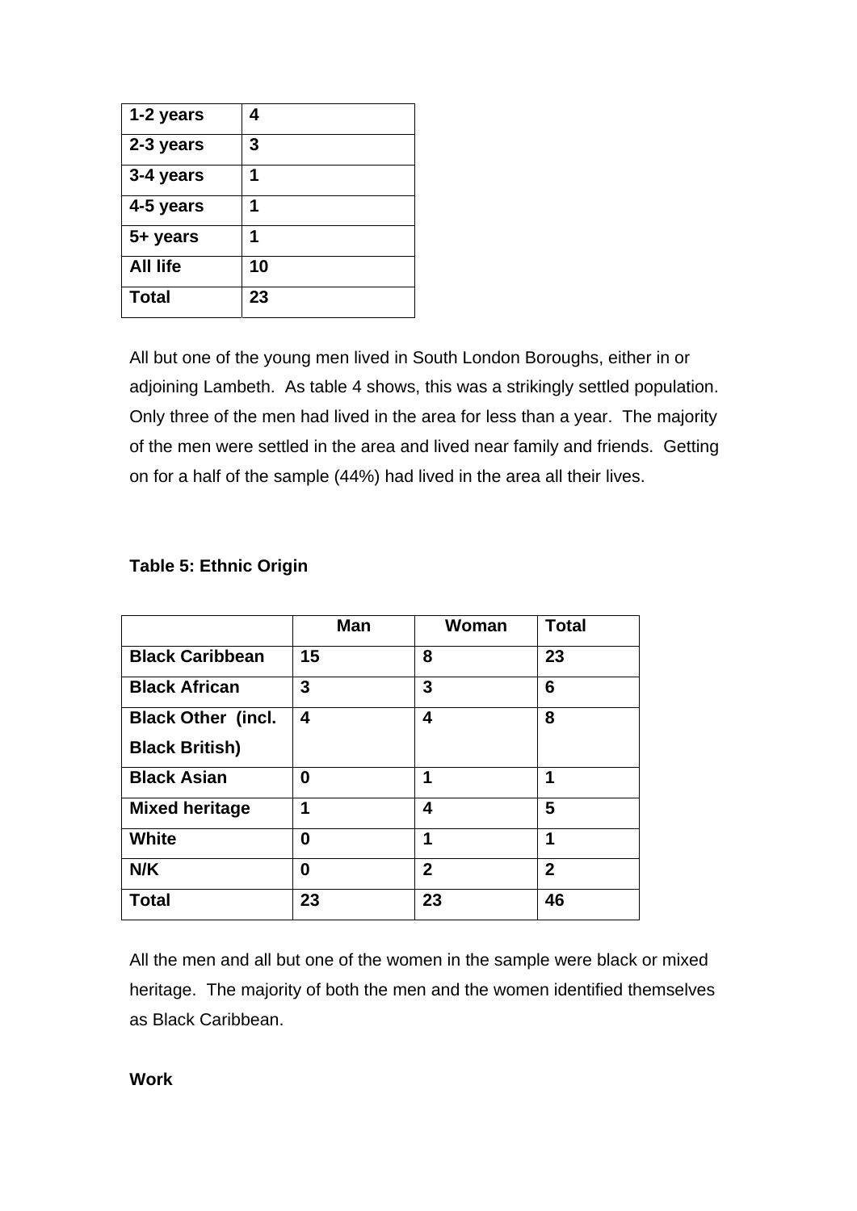| 1-2 years | 4 |
|---|---|
| 2-3 years | 3 |
| 3-4 years | 1 |
| 4-5 years | 1 |
| 5+ years | 1 |
| All life | 10 |
| Total | 23 |

All but one of the young men lived in South London Boroughs, either in or adjoining Lambeth. As table 4 shows, this was a strikingly settled population. Only three of the men had lived in the area for less than a year. The majority of the men were settled in the area and lived near family and friends. Getting on for a half of the sample (44%) had lived in the area all their lives.

**Table 5: Ethnic Origin**

| | Man | Woman | Total |
|---|---|---|---|
| **Black Caribbean** | 15 | 8 | 23 |
| **Black African** | 3 | 3 | 6 |
| **Black Other (incl. Black British)** | 4 | 4 | 8 |
| **Black Asian** | 0 | 1 | 1 |
| **Mixed heritage** | 1 | 4 | 5 |
| **White** | 0 | 1 | 1 |
| **N/K** | 0 | 2 | 2 |
| **Total** | 23 | 23 | 46 |

All the men and all but one of the women in the sample were black or mixed heritage. The majority of both the men and the women identified themselves as Black Caribbean.

**Work**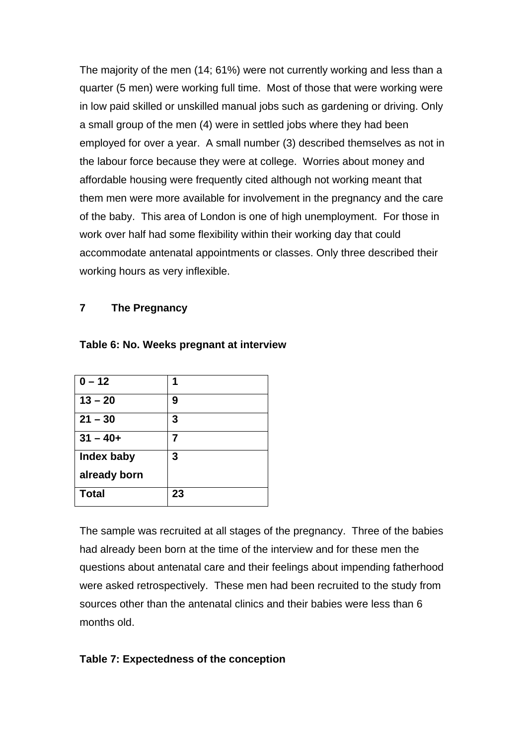The majority of the men (14; 61%) were not currently working and less than a quarter (5 men) were working full time. Most of those that were working were in low paid skilled or unskilled manual jobs such as gardening or driving. Only a small group of the men (4) were in settled jobs where they had been employed for over a year. A small number (3) described themselves as not in the labour force because they were at college. Worries about money and affordable housing were frequently cited although not working meant that them men were more available for involvement in the pregnancy and the care of the baby. This area of London is one of high unemployment. For those in work over half had some flexibility within their working day that could accommodate antenatal appointments or classes. Only three described their working hours as very inflexible.

## 7 The Pregnancy

**Table 6: No. Weeks pregnant at interview**

| | |
|---|---|
| **0 – 12** | **1** |
| **13 – 20** | **9** |
| **21 – 30** | **3** |
| **31 – 40+** | **7** |
| **Index baby already born** | **3** |
| **Total** | **23** |

The sample was recruited at all stages of the pregnancy. Three of the babies had already been born at the time of the interview and for these men the questions about antenatal care and their feelings about impending fatherhood were asked retrospectively. These men had been recruited to the study from sources other than the antenatal clinics and their babies were less than 6 months old.

**Table 7: Expectedness of the conception**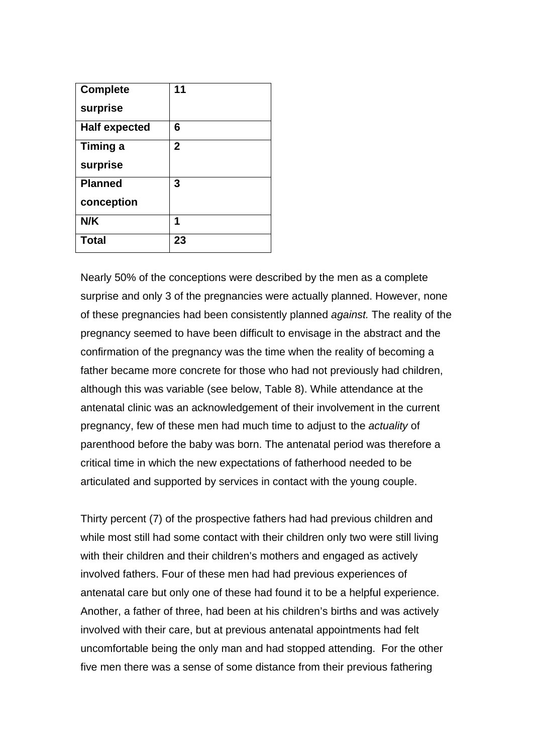| **Complete surprise** | **11** |
|---|---|
| **Half expected** | **6** |
| **Timing a surprise** | **2** |
| **Planned conception** | **3** |
| **N/K** | **1** |
| **Total** | **23** |

Nearly 50% of the conceptions were described by the men as a complete surprise and only 3 of the pregnancies were actually planned. However, none of these pregnancies had been consistently planned *against.* The reality of the pregnancy seemed to have been difficult to envisage in the abstract and the confirmation of the pregnancy was the time when the reality of becoming a father became more concrete for those who had not previously had children, although this was variable (see below, Table 8). While attendance at the antenatal clinic was an acknowledgement of their involvement in the current pregnancy, few of these men had much time to adjust to the *actuality* of parenthood before the baby was born. The antenatal period was therefore a critical time in which the new expectations of fatherhood needed to be articulated and supported by services in contact with the young couple.

Thirty percent (7) of the prospective fathers had had previous children and while most still had some contact with their children only two were still living with their children and their children's mothers and engaged as actively involved fathers. Four of these men had had previous experiences of antenatal care but only one of these had found it to be a helpful experience. Another, a father of three, had been at his children's births and was actively involved with their care, but at previous antenatal appointments had felt uncomfortable being the only man and had stopped attending. For the other five men there was a sense of some distance from their previous fathering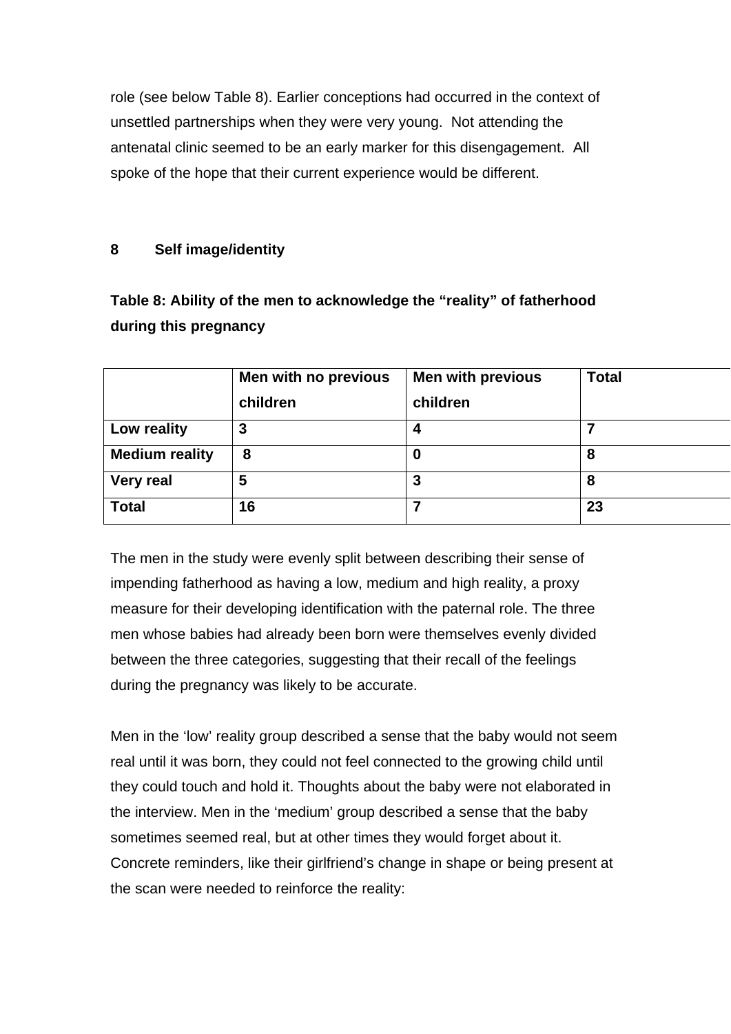role (see below Table 8). Earlier conceptions had occurred in the context of unsettled partnerships when they were very young. Not attending the antenatal clinic seemed to be an early marker for this disengagement. All spoke of the hope that their current experience would be different.

## 8 Self image/identity

**Table 8: Ability of the men to acknowledge the "reality" of fatherhood during this pregnancy**

| | Men with no previous children | Men with previous children | Total |
|---|---|---|---|
| **Low reality** | 3 | 4 | 7 |
| **Medium reality** | 8 | 0 | 8 |
| **Very real** | 5 | 3 | 8 |
| **Total** | 16 | 7 | 23 |

The men in the study were evenly split between describing their sense of impending fatherhood as having a low, medium and high reality, a proxy measure for their developing identification with the paternal role. The three men whose babies had already been born were themselves evenly divided between the three categories, suggesting that their recall of the feelings during the pregnancy was likely to be accurate.

Men in the 'low' reality group described a sense that the baby would not seem real until it was born, they could not feel connected to the growing child until they could touch and hold it. Thoughts about the baby were not elaborated in the interview. Men in the 'medium' group described a sense that the baby sometimes seemed real, but at other times they would forget about it. Concrete reminders, like their girlfriend's change in shape or being present at the scan were needed to reinforce the reality: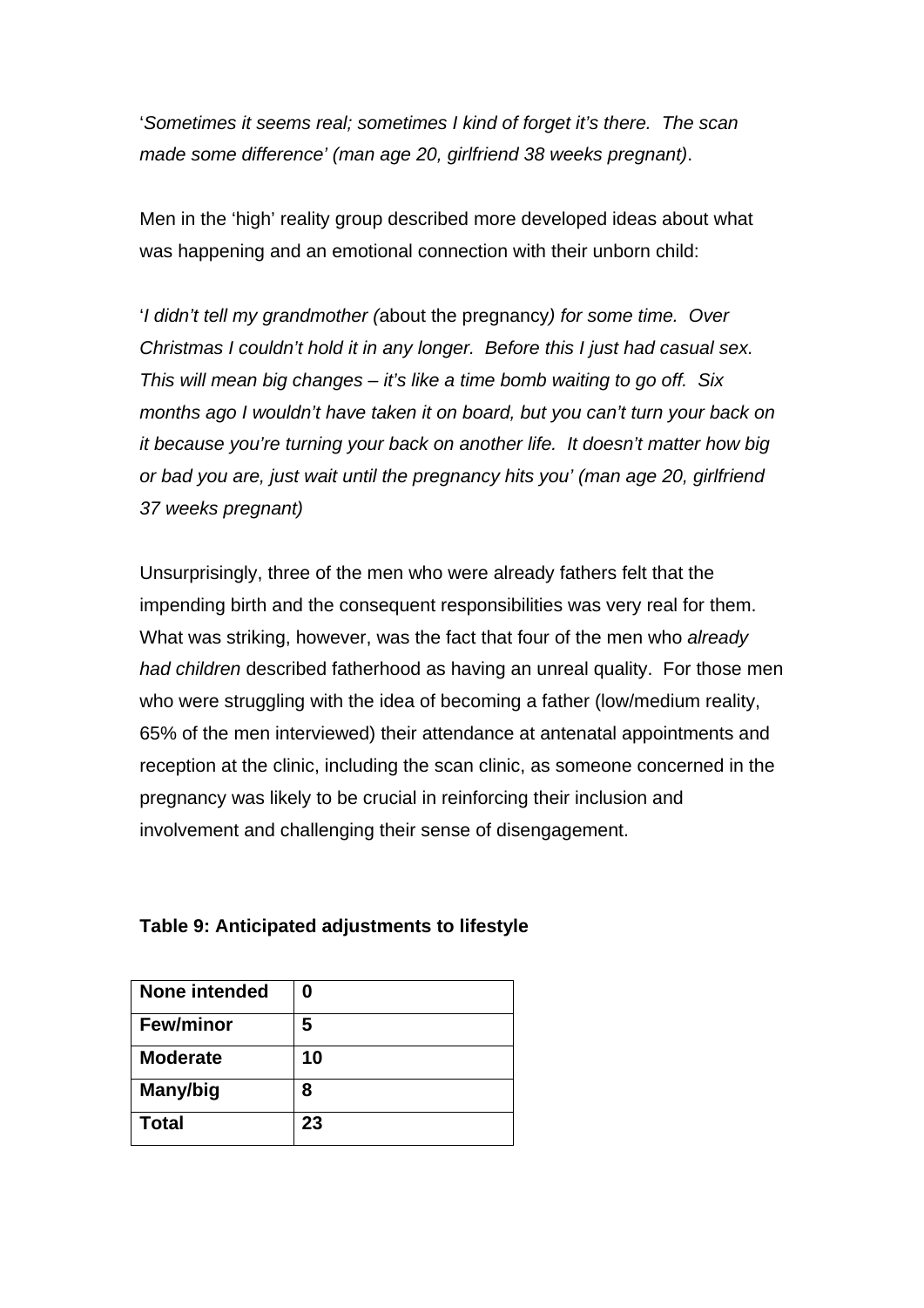'*Sometimes it seems real; sometimes I kind of forget it's there. The scan made some difference' (man age 20, girlfriend 38 weeks pregnant)*.

Men in the 'high' reality group described more developed ideas about what was happening and an emotional connection with their unborn child:

'*I didn't tell my grandmother (*about the pregnancy*) for some time. Over Christmas I couldn't hold it in any longer. Before this I just had casual sex. This will mean big changes – it's like a time bomb waiting to go off. Six months ago I wouldn't have taken it on board, but you can't turn your back on it because you're turning your back on another life. It doesn't matter how big or bad you are, just wait until the pregnancy hits you' (man age 20, girlfriend 37 weeks pregnant)*

Unsurprisingly, three of the men who were already fathers felt that the impending birth and the consequent responsibilities was very real for them. What was striking, however, was the fact that four of the men who *already had children* described fatherhood as having an unreal quality. For those men who were struggling with the idea of becoming a father (low/medium reality, 65% of the men interviewed) their attendance at antenatal appointments and reception at the clinic, including the scan clinic, as someone concerned in the pregnancy was likely to be crucial in reinforcing their inclusion and involvement and challenging their sense of disengagement.

**Table 9: Anticipated adjustments to lifestyle**

| | |
|---|---|
| **None intended** | **0** |
| **Few/minor** | **5** |
| **Moderate** | **10** |
| **Many/big** | **8** |
| **Total** | **23** |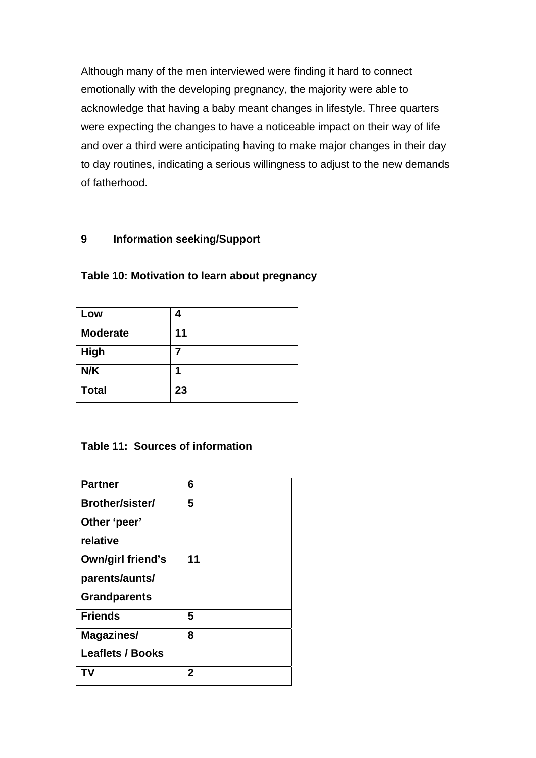Although many of the men interviewed were finding it hard to connect emotionally with the developing pregnancy, the majority were able to acknowledge that having a baby meant changes in lifestyle. Three quarters were expecting the changes to have a noticeable impact on their way of life and over a third were anticipating having to make major changes in their day to day routines, indicating a serious willingness to adjust to the new demands of fatherhood.

## 9 Information seeking/Support

**Table 10: Motivation to learn about pregnancy**

| | |
|---|---|
| **Low** | **4** |
| **Moderate** | **11** |
| **High** | **7** |
| **N/K** | **1** |
| **Total** | **23** |

**Table 11: Sources of information**

| | |
|---|---|
| **Partner** | **6** |
| **Brother/sister/ Other 'peer' relative** | **5** |
| **Own/girl friend's parents/aunts/ Grandparents** | **11** |
| **Friends** | **5** |
| **Magazines/ Leaflets / Books** | **8** |
| **TV** | **2** |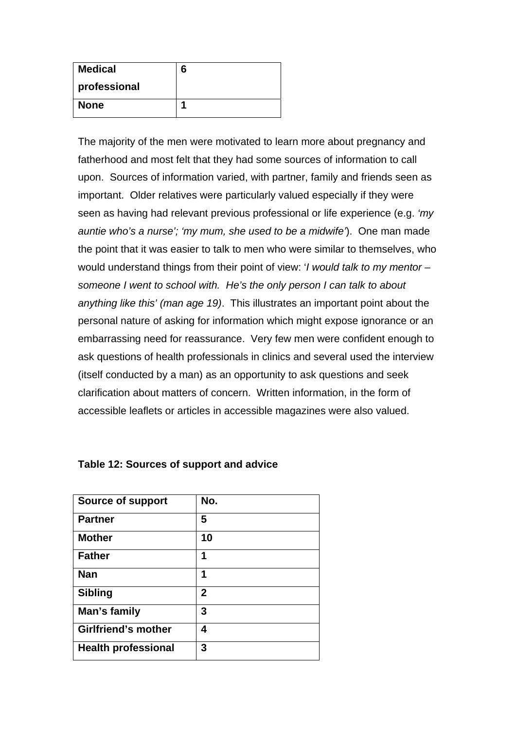| **Medical professional** | **6** |
|---|---|
| **None** | **1** |

The majority of the men were motivated to learn more about pregnancy and fatherhood and most felt that they had some sources of information to call upon. Sources of information varied, with partner, family and friends seen as important. Older relatives were particularly valued especially if they were seen as having had relevant previous professional or life experience (e.g. *'my auntie who's a nurse'; 'my mum, she used to be a midwife'*). One man made the point that it was easier to talk to men who were similar to themselves, who would understand things from their point of view: '*I would talk to my mentor – someone I went to school with. He's the only person I can talk to about anything like this' (man age 19)*. This illustrates an important point about the personal nature of asking for information which might expose ignorance or an embarrassing need for reassurance. Very few men were confident enough to ask questions of health professionals in clinics and several used the interview (itself conducted by a man) as an opportunity to ask questions and seek clarification about matters of concern. Written information, in the form of accessible leaflets or articles in accessible magazines were also valued.

**Table 12: Sources of support and advice**

| Source of support | No. |
|---|---|
| Partner | 5 |
| Mother | 10 |
| Father | 1 |
| Nan | 1 |
| Sibling | 2 |
| Man's family | 3 |
| Girlfriend's mother | 4 |
| Health professional | 3 |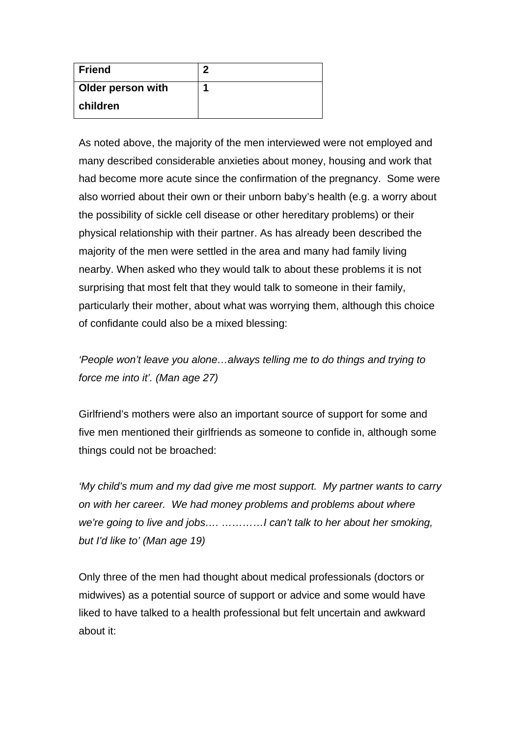| Friend | 2 |
|---|---|
| Older person with children | 1 |

As noted above, the majority of the men interviewed were not employed and many described considerable anxieties about money, housing and work that had become more acute since the confirmation of the pregnancy. Some were also worried about their own or their unborn baby's health (e.g. a worry about the possibility of sickle cell disease or other hereditary problems) or their physical relationship with their partner. As has already been described the majority of the men were settled in the area and many had family living nearby. When asked who they would talk to about these problems it is not surprising that most felt that they would talk to someone in their family, particularly their mother, about what was worrying them, although this choice of confidante could also be a mixed blessing:

*'People won't leave you alone…always telling me to do things and trying to force me into it'. (Man age 27)*

Girlfriend's mothers were also an important source of support for some and five men mentioned their girlfriends as someone to confide in, although some things could not be broached:

*'My child's mum and my dad give me most support. My partner wants to carry on with her career. We had money problems and problems about where we're going to live and jobs…. …………I can't talk to her about her smoking, but I'd like to' (Man age 19)*

Only three of the men had thought about medical professionals (doctors or midwives) as a potential source of support or advice and some would have liked to have talked to a health professional but felt uncertain and awkward about it: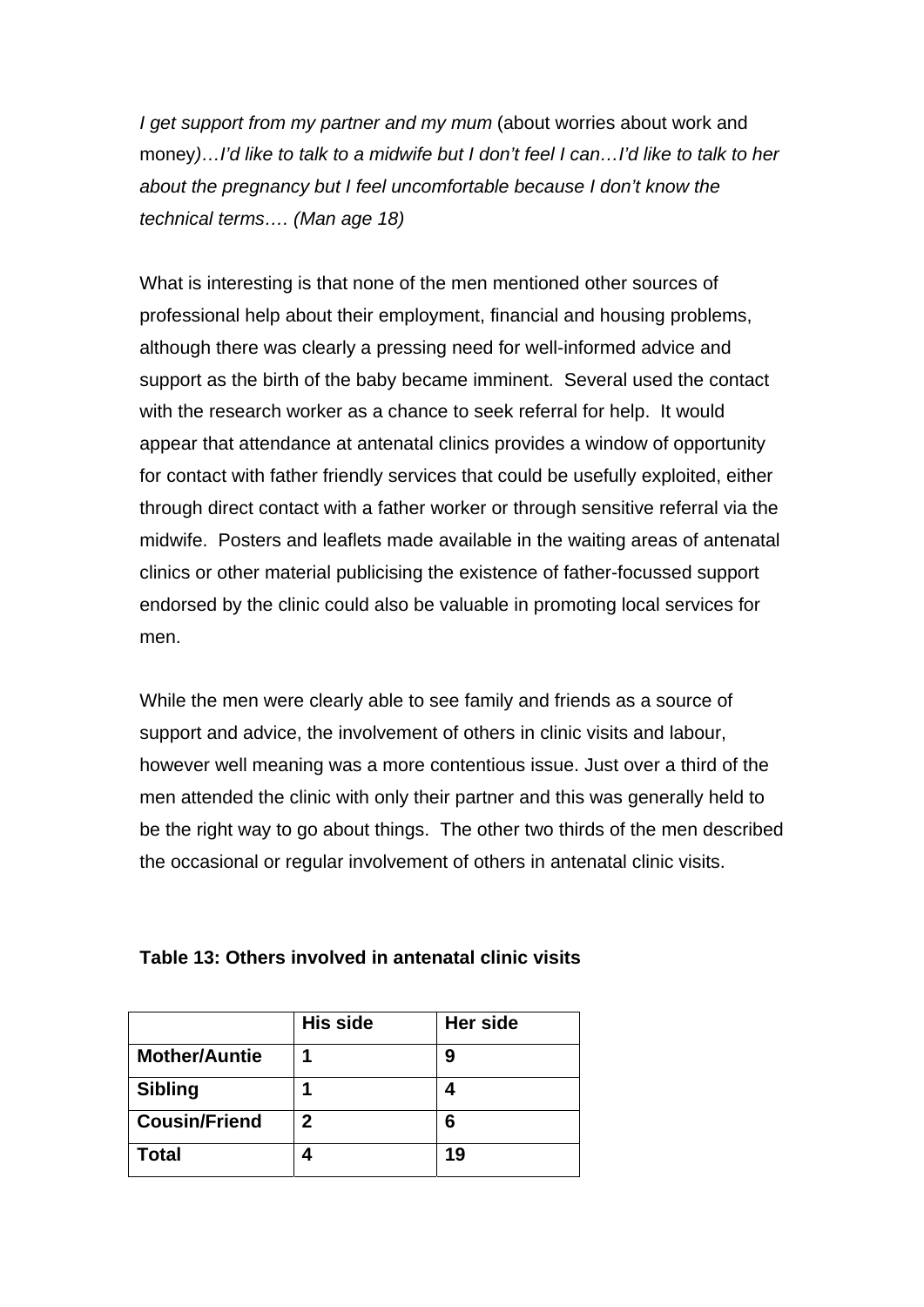*I get support from my partner and my mum* (about worries about work and money)*…I'd like to talk to a midwife but I don't feel I can…I'd like to talk to her about the pregnancy but I feel uncomfortable because I don't know the technical terms…. (Man age 18)*

What is interesting is that none of the men mentioned other sources of professional help about their employment, financial and housing problems, although there was clearly a pressing need for well-informed advice and support as the birth of the baby became imminent. Several used the contact with the research worker as a chance to seek referral for help. It would appear that attendance at antenatal clinics provides a window of opportunity for contact with father friendly services that could be usefully exploited, either through direct contact with a father worker or through sensitive referral via the midwife. Posters and leaflets made available in the waiting areas of antenatal clinics or other material publicising the existence of father-focussed support endorsed by the clinic could also be valuable in promoting local services for men.

While the men were clearly able to see family and friends as a source of support and advice, the involvement of others in clinic visits and labour, however well meaning was a more contentious issue. Just over a third of the men attended the clinic with only their partner and this was generally held to be the right way to go about things. The other two thirds of the men described the occasional or regular involvement of others in antenatal clinic visits.

**Table 13: Others involved in antenatal clinic visits**

| | **His side** | **Her side** |
|---|---|---|
| **Mother/Auntie** | **1** | **9** |
| **Sibling** | **1** | **4** |
| **Cousin/Friend** | **2** | **6** |
| **Total** | **4** | **19** |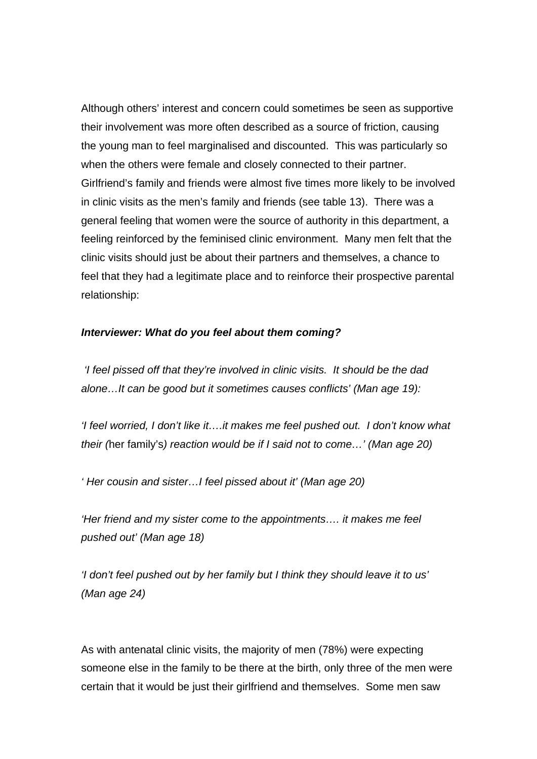Although others' interest and concern could sometimes be seen as supportive their involvement was more often described as a source of friction, causing the young man to feel marginalised and discounted. This was particularly so when the others were female and closely connected to their partner. Girlfriend's family and friends were almost five times more likely to be involved in clinic visits as the men's family and friends (see table 13). There was a general feeling that women were the source of authority in this department, a feeling reinforced by the feminised clinic environment. Many men felt that the clinic visits should just be about their partners and themselves, a chance to feel that they had a legitimate place and to reinforce their prospective parental relationship:

***Interviewer: What do you feel about them coming?***

*'I feel pissed off that they're involved in clinic visits. It should be the dad alone…It can be good but it sometimes causes conflicts' (Man age 19):*

*'I feel worried, I don't like it….it makes me feel pushed out. I don't know what their (*her family's*) reaction would be if I said not to come…' (Man age 20)*

*' Her cousin and sister…I feel pissed about it' (Man age 20)*

*'Her friend and my sister come to the appointments…. it makes me feel pushed out' (Man age 18)*

*'I don't feel pushed out by her family but I think they should leave it to us' (Man age 24)*

As with antenatal clinic visits, the majority of men (78%) were expecting someone else in the family to be there at the birth, only three of the men were certain that it would be just their girlfriend and themselves. Some men saw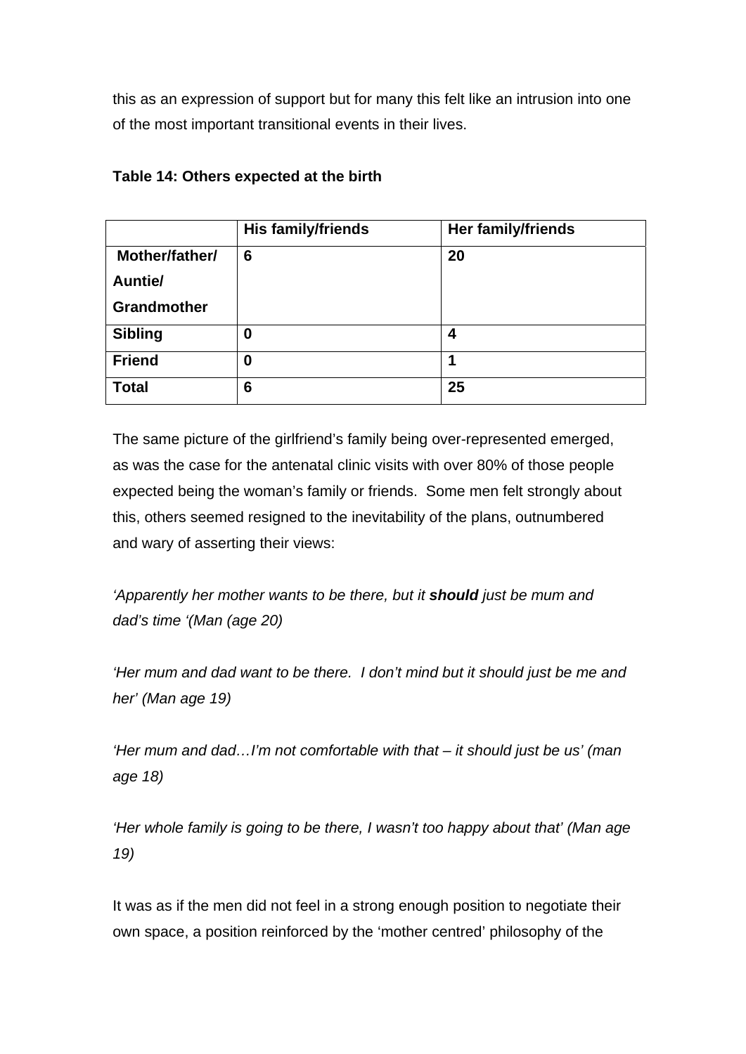this as an expression of support but for many this felt like an intrusion into one of the most important transitional events in their lives.

**Table 14: Others expected at the birth**

| | **His family/friends** | **Her family/friends** |
|---|---|---|
| **Mother/father/ Auntie/ Grandmother** | **6** | **20** |
| **Sibling** | **0** | **4** |
| **Friend** | **0** | **1** |
| **Total** | **6** | **25** |

The same picture of the girlfriend's family being over-represented emerged, as was the case for the antenatal clinic visits with over 80% of those people expected being the woman's family or friends. Some men felt strongly about this, others seemed resigned to the inevitability of the plans, outnumbered and wary of asserting their views:

*'Apparently her mother wants to be there, but it **should** just be mum and dad's time '(Man (age 20)*

*'Her mum and dad want to be there. I don't mind but it should just be me and her' (Man age 19)*

*'Her mum and dad…I'm not comfortable with that – it should just be us' (man age 18)*

*'Her whole family is going to be there, I wasn't too happy about that' (Man age 19)*

It was as if the men did not feel in a strong enough position to negotiate their own space, a position reinforced by the 'mother centred' philosophy of the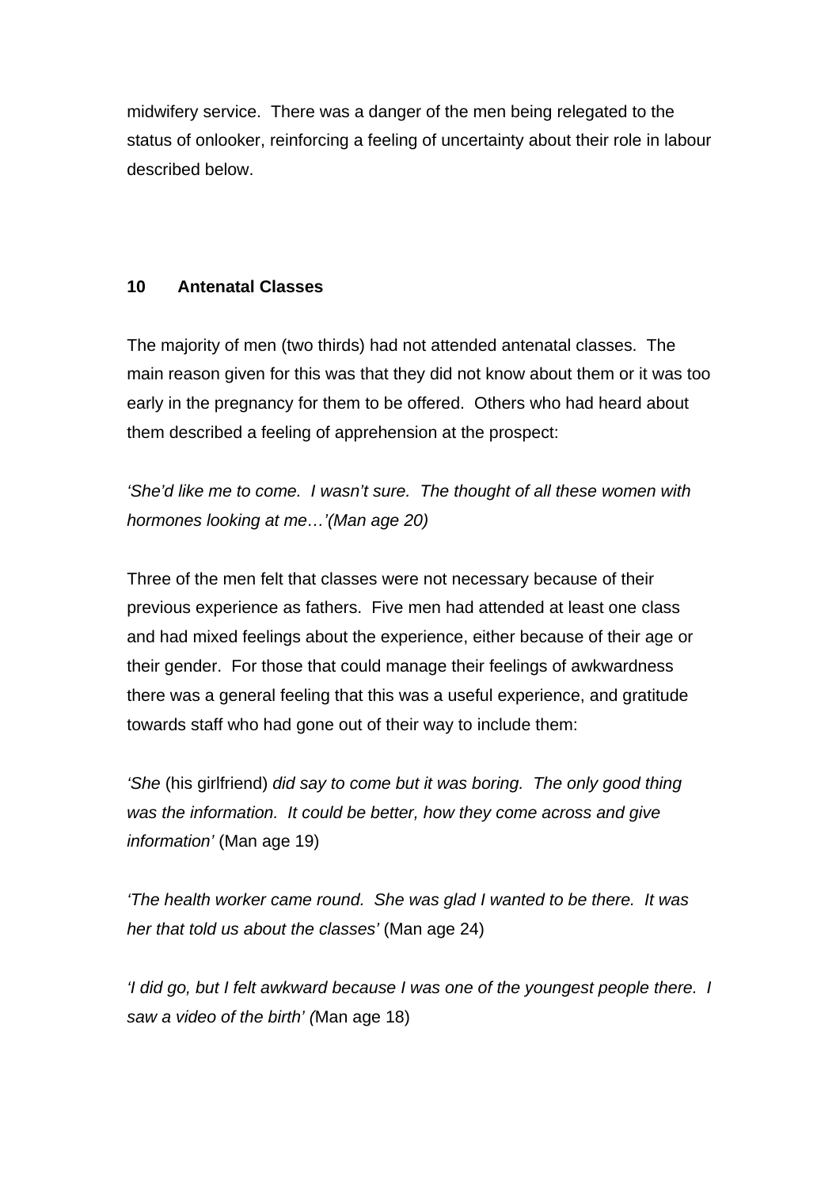midwifery service. There was a danger of the men being relegated to the status of onlooker, reinforcing a feeling of uncertainty about their role in labour described below.

## 10 Antenatal Classes

The majority of men (two thirds) had not attended antenatal classes. The main reason given for this was that they did not know about them or it was too early in the pregnancy for them to be offered. Others who had heard about them described a feeling of apprehension at the prospect:

*'She'd like me to come. I wasn't sure. The thought of all these women with hormones looking at me…'(Man age 20)*

Three of the men felt that classes were not necessary because of their previous experience as fathers. Five men had attended at least one class and had mixed feelings about the experience, either because of their age or their gender. For those that could manage their feelings of awkwardness there was a general feeling that this was a useful experience, and gratitude towards staff who had gone out of their way to include them:

*'She* (his girlfriend) *did say to come but it was boring. The only good thing was the information. It could be better, how they come across and give information'* (Man age 19)

*'The health worker came round. She was glad I wanted to be there. It was her that told us about the classes'* (Man age 24)

*'I did go, but I felt awkward because I was one of the youngest people there. I saw a video of the birth' (*Man age 18)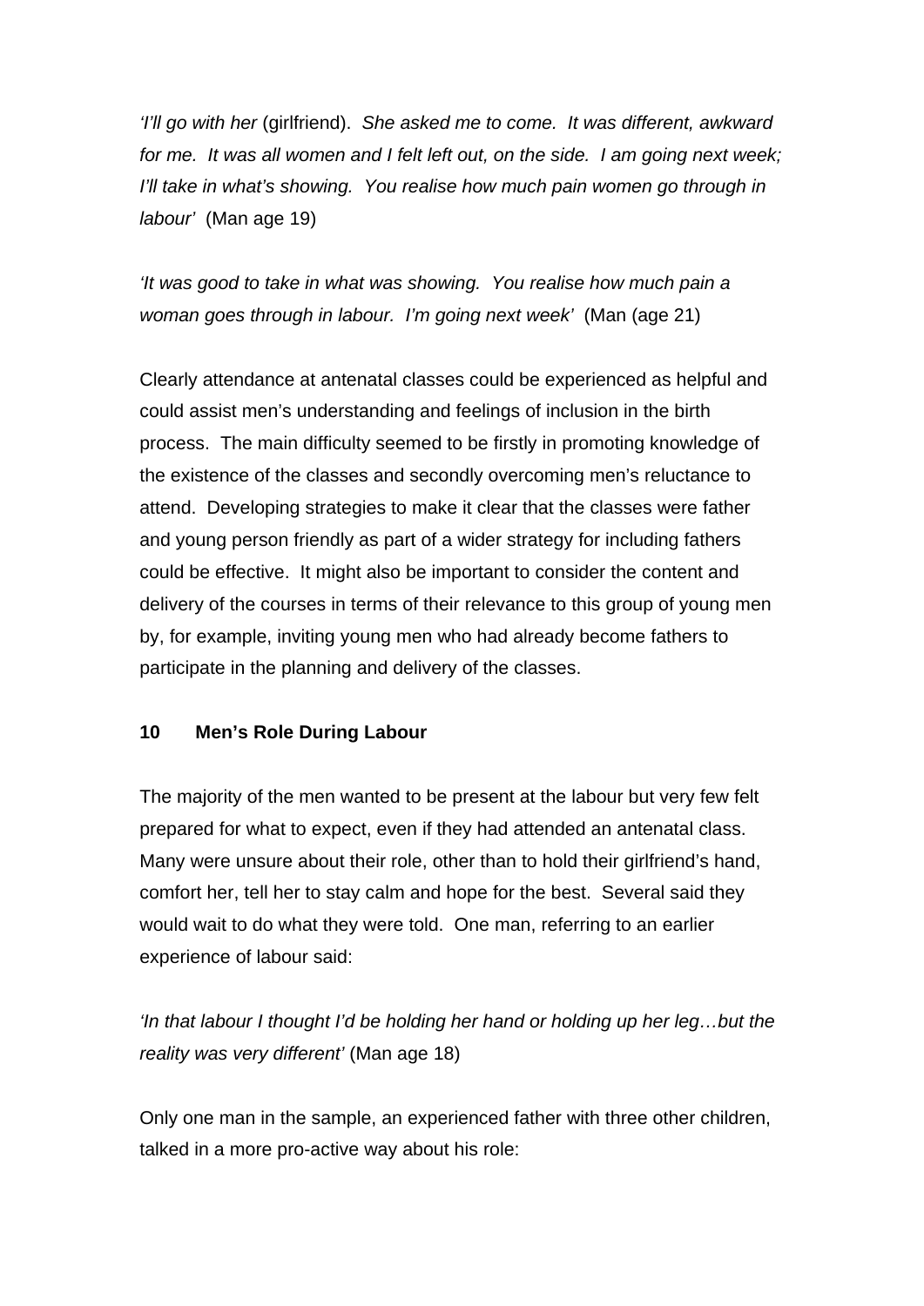*'I'll go with her* (girlfriend). *She asked me to come. It was different, awkward for me. It was all women and I felt left out, on the side. I am going next week; I'll take in what's showing. You realise how much pain women go through in labour'* (Man age 19)

*'It was good to take in what was showing. You realise how much pain a woman goes through in labour. I'm going next week'* (Man (age 21)

Clearly attendance at antenatal classes could be experienced as helpful and could assist men's understanding and feelings of inclusion in the birth process. The main difficulty seemed to be firstly in promoting knowledge of the existence of the classes and secondly overcoming men's reluctance to attend. Developing strategies to make it clear that the classes were father and young person friendly as part of a wider strategy for including fathers could be effective. It might also be important to consider the content and delivery of the courses in terms of their relevance to this group of young men by, for example, inviting young men who had already become fathers to participate in the planning and delivery of the classes.

## 10 Men's Role During Labour

The majority of the men wanted to be present at the labour but very few felt prepared for what to expect, even if they had attended an antenatal class. Many were unsure about their role, other than to hold their girlfriend's hand, comfort her, tell her to stay calm and hope for the best. Several said they would wait to do what they were told. One man, referring to an earlier experience of labour said:

*'In that labour I thought I'd be holding her hand or holding up her leg…but the reality was very different'* (Man age 18)

Only one man in the sample, an experienced father with three other children, talked in a more pro-active way about his role: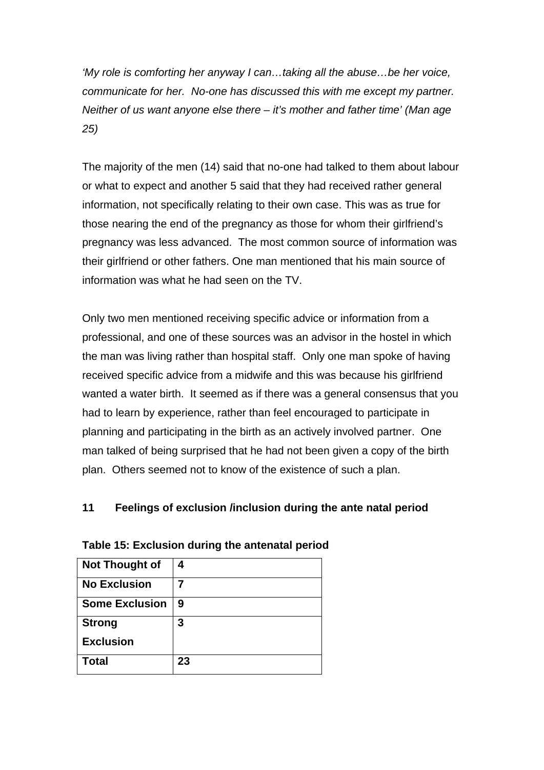*'My role is comforting her anyway I can…taking all the abuse…be her voice, communicate for her.  No-one has discussed this with me except my partner. Neither of us want anyone else there – it's mother and father time' (Man age 25)*

The majority of the men (14) said that no-one had talked to them about labour or what to expect and another 5 said that they had received rather general information, not specifically relating to their own case. This was as true for those nearing the end of the pregnancy as those for whom their girlfriend's pregnancy was less advanced.  The most common source of information was their girlfriend or other fathers. One man mentioned that his main source of information was what he had seen on the TV.

Only two men mentioned receiving specific advice or information from a professional, and one of these sources was an advisor in the hostel in which the man was living rather than hospital staff.  Only one man spoke of having received specific advice from a midwife and this was because his girlfriend wanted a water birth.  It seemed as if there was a general consensus that you had to learn by experience, rather than feel encouraged to participate in planning and participating in the birth as an actively involved partner.  One man talked of being surprised that he had not been given a copy of the birth plan.  Others seemed not to know of the existence of such a plan.

## 11 Feelings of exclusion /inclusion during the ante natal period

**Table 15: Exclusion during the antenatal period**

| **Not Thought of** | **4** |
|---|---|
| **No Exclusion** | **7** |
| **Some Exclusion** | **9** |
| **Strong Exclusion** | **3** |
| **Total** | **23** |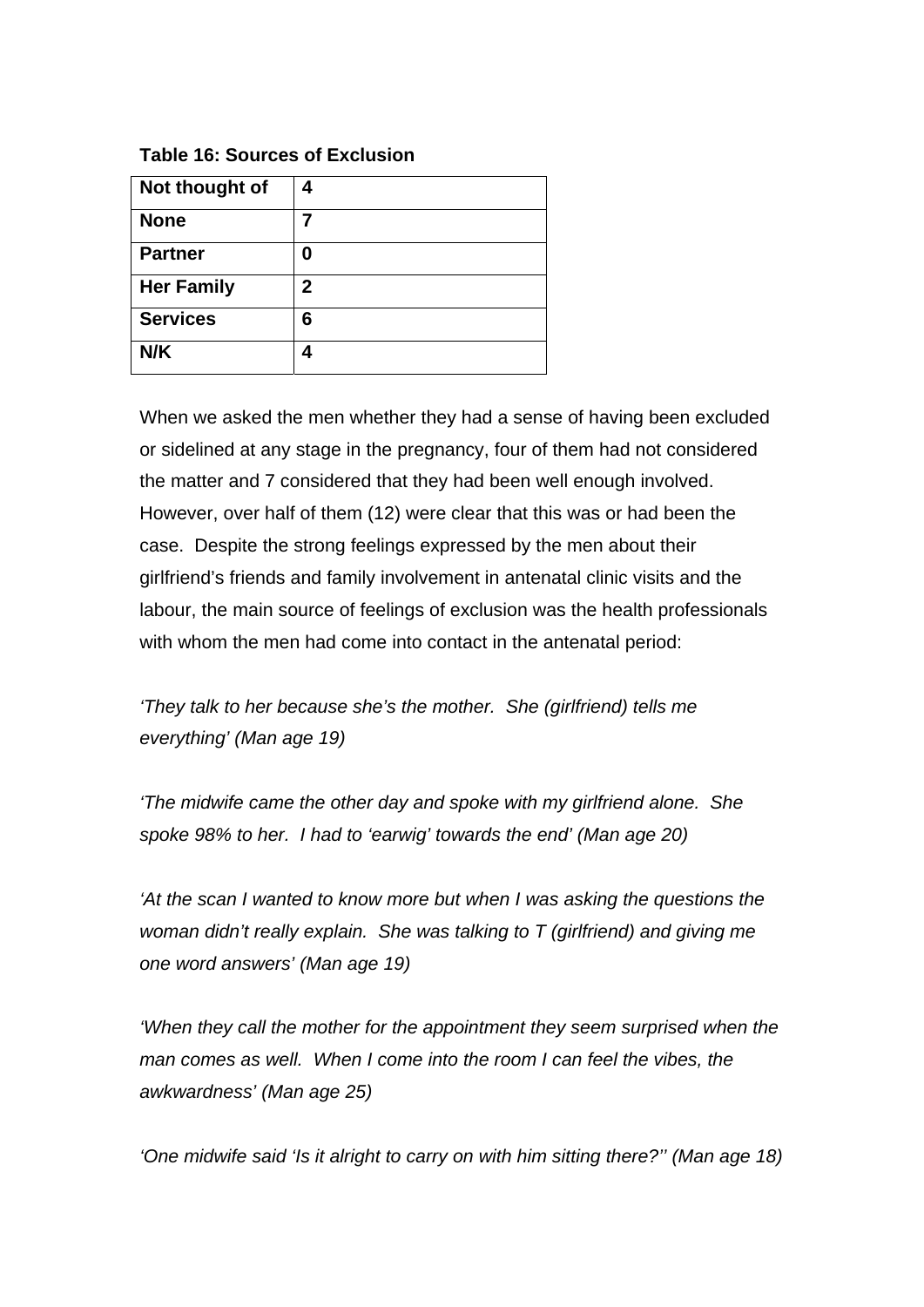**Table 16: Sources of Exclusion**

| | |
|---|---|
| **Not thought of** | **4** |
| **None** | **7** |
| **Partner** | **0** |
| **Her Family** | **2** |
| **Services** | **6** |
| **N/K** | **4** |

When we asked the men whether they had a sense of having been excluded or sidelined at any stage in the pregnancy, four of them had not considered the matter and 7 considered that they had been well enough involved. However, over half of them (12) were clear that this was or had been the case. Despite the strong feelings expressed by the men about their girlfriend's friends and family involvement in antenatal clinic visits and the labour, the main source of feelings of exclusion was the health professionals with whom the men had come into contact in the antenatal period:

*'They talk to her because she's the mother. She (girlfriend) tells me everything' (Man age 19)*

*'The midwife came the other day and spoke with my girlfriend alone. She spoke 98% to her. I had to 'earwig' towards the end' (Man age 20)*

*'At the scan I wanted to know more but when I was asking the questions the woman didn't really explain. She was talking to T (girlfriend) and giving me one word answers' (Man age 19)*

*'When they call the mother for the appointment they seem surprised when the man comes as well. When I come into the room I can feel the vibes, the awkwardness' (Man age 25)*

*'One midwife said 'Is it alright to carry on with him sitting there?'' (Man age 18)*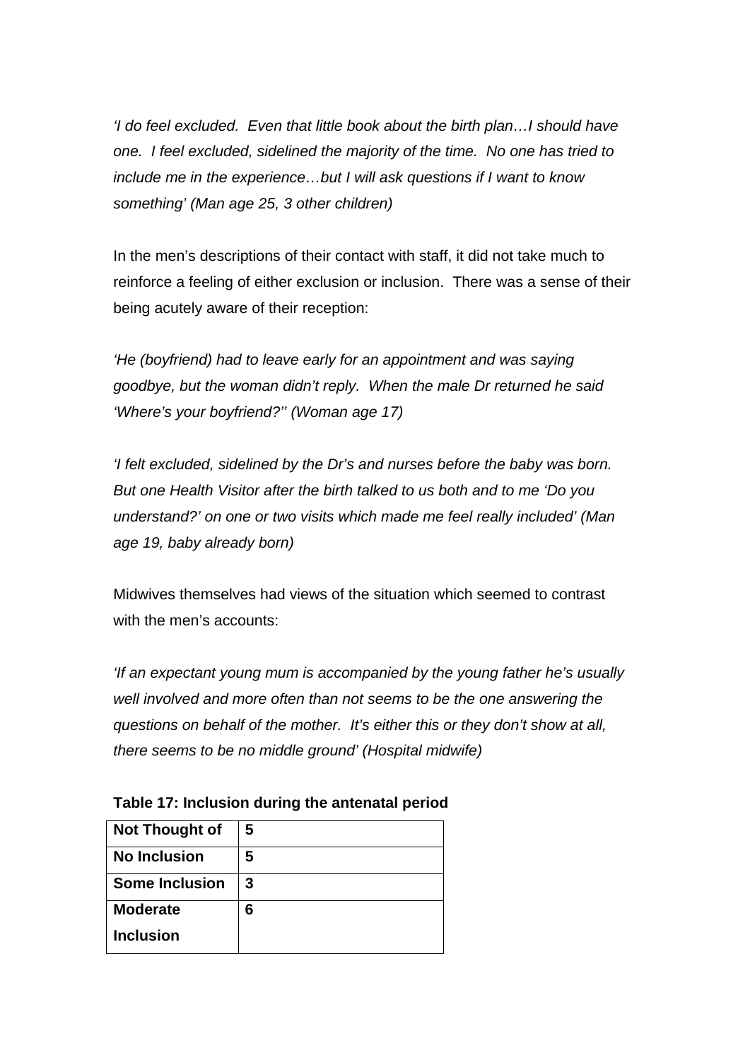*'I do feel excluded. Even that little book about the birth plan…I should have one. I feel excluded, sidelined the majority of the time. No one has tried to include me in the experience…but I will ask questions if I want to know something' (Man age 25, 3 other children)*

In the men's descriptions of their contact with staff, it did not take much to reinforce a feeling of either exclusion or inclusion. There was a sense of their being acutely aware of their reception:

*'He (boyfriend) had to leave early for an appointment and was saying goodbye, but the woman didn't reply. When the male Dr returned he said 'Where's your boyfriend?'' (Woman age 17)*

*'I felt excluded, sidelined by the Dr's and nurses before the baby was born. But one Health Visitor after the birth talked to us both and to me 'Do you understand?' on one or two visits which made me feel really included' (Man age 19, baby already born)*

Midwives themselves had views of the situation which seemed to contrast with the men's accounts:

*'If an expectant young mum is accompanied by the young father he's usually well involved and more often than not seems to be the one answering the questions on behalf of the mother. It's either this or they don't show at all, there seems to be no middle ground' (Hospital midwife)*

**Table 17: Inclusion during the antenatal period**

| | |
|---|---|
| **Not Thought of** | **5** |
| **No Inclusion** | **5** |
| **Some Inclusion** | **3** |
| **Moderate Inclusion** | **6** |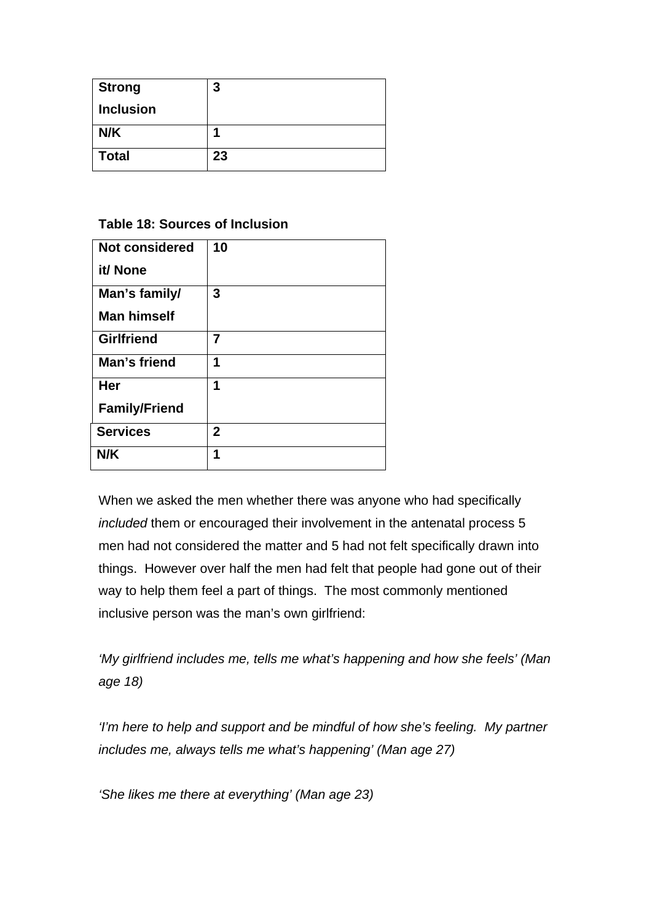| Strong Inclusion | 3 |
|---|---|
| N/K | 1 |
| Total | 23 |

**Table 18: Sources of Inclusion**

| Not considered it/ None | 10 |
|---|---|
| Man's family/ Man himself | 3 |
| Girlfriend | 7 |
| Man's friend | 1 |
| Her Family/Friend | 1 |
| Services | 2 |
| N/K | 1 |

When we asked the men whether there was anyone who had specifically *included* them or encouraged their involvement in the antenatal process 5 men had not considered the matter and 5 had not felt specifically drawn into things. However over half the men had felt that people had gone out of their way to help them feel a part of things. The most commonly mentioned inclusive person was the man's own girlfriend:

*'My girlfriend includes me, tells me what's happening and how she feels' (Man age 18)*

*'I'm here to help and support and be mindful of how she's feeling. My partner includes me, always tells me what's happening' (Man age 27)*

*'She likes me there at everything' (Man age 23)*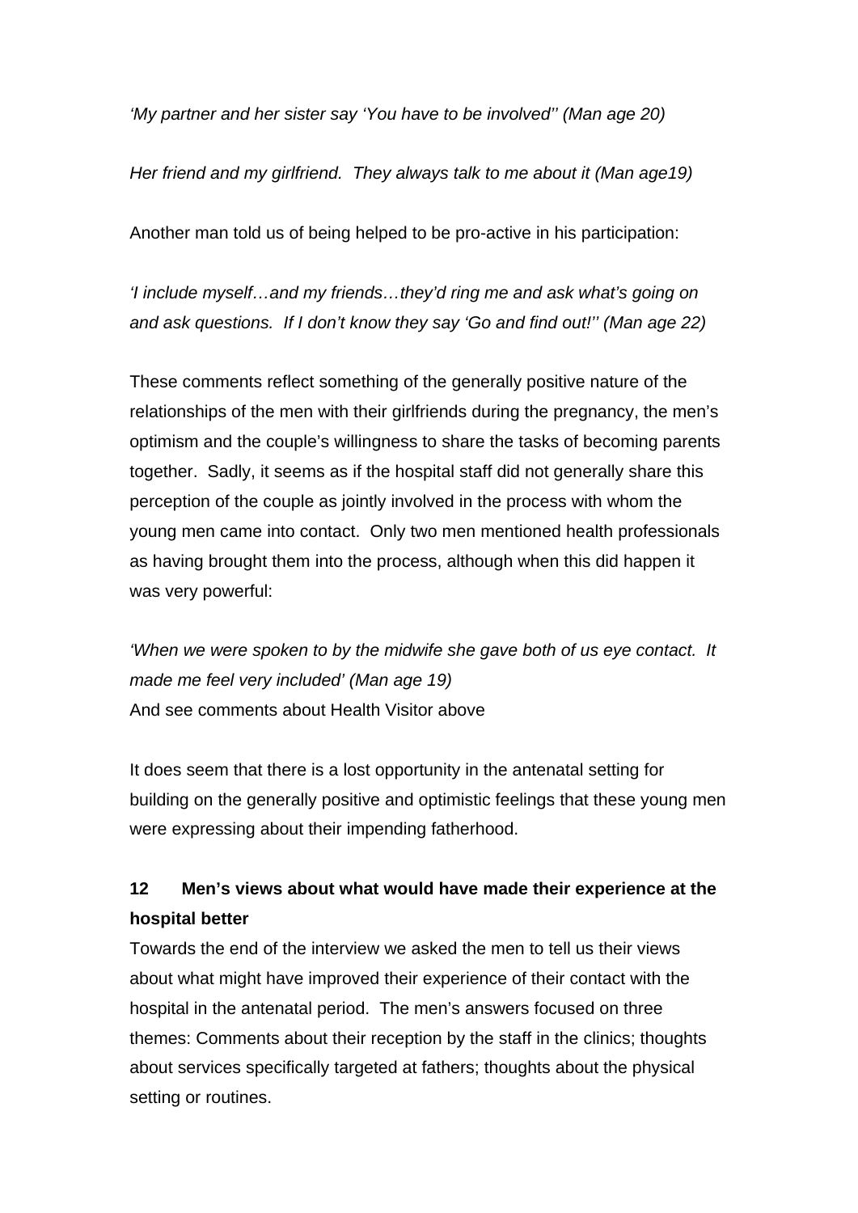*'My partner and her sister say 'You have to be involved'' (Man age 20)*

*Her friend and my girlfriend. They always talk to me about it (Man age19)*

Another man told us of being helped to be pro-active in his participation:

*'I include myself…and my friends…they'd ring me and ask what's going on and ask questions. If I don't know they say 'Go and find out!'' (Man age 22)*

These comments reflect something of the generally positive nature of the relationships of the men with their girlfriends during the pregnancy, the men's optimism and the couple's willingness to share the tasks of becoming parents together. Sadly, it seems as if the hospital staff did not generally share this perception of the couple as jointly involved in the process with whom the young men came into contact. Only two men mentioned health professionals as having brought them into the process, although when this did happen it was very powerful:

*'When we were spoken to by the midwife she gave both of us eye contact. It made me feel very included' (Man age 19)*
And see comments about Health Visitor above

It does seem that there is a lost opportunity in the antenatal setting for building on the generally positive and optimistic feelings that these young men were expressing about their impending fatherhood.

## 12 Men's views about what would have made their experience at the hospital better

Towards the end of the interview we asked the men to tell us their views about what might have improved their experience of their contact with the hospital in the antenatal period. The men's answers focused on three themes: Comments about their reception by the staff in the clinics; thoughts about services specifically targeted at fathers; thoughts about the physical setting or routines.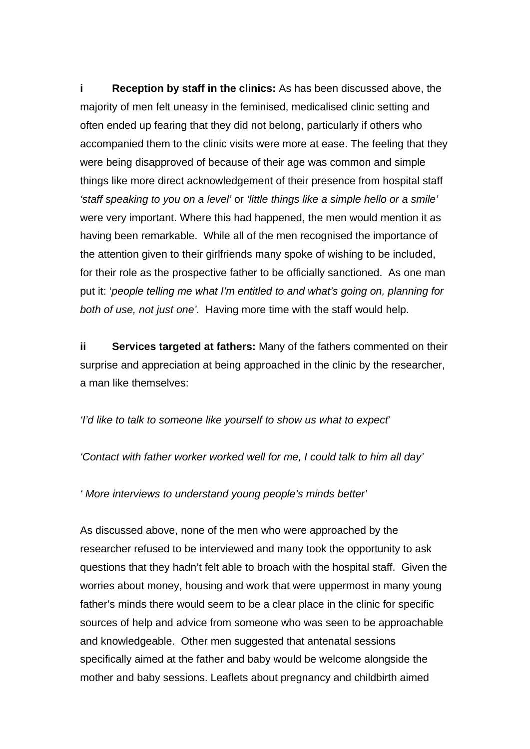**i Reception by staff in the clinics:** As has been discussed above, the majority of men felt uneasy in the feminised, medicalised clinic setting and often ended up fearing that they did not belong, particularly if others who accompanied them to the clinic visits were more at ease. The feeling that they were being disapproved of because of their age was common and simple things like more direct acknowledgement of their presence from hospital staff *'staff speaking to you on a level'* or *'little things like a simple hello or a smile'* were very important. Where this had happened, the men would mention it as having been remarkable. While all of the men recognised the importance of the attention given to their girlfriends many spoke of wishing to be included, for their role as the prospective father to be officially sanctioned. As one man put it: '*people telling me what I'm entitled to and what's going on, planning for both of use, not just one'*. Having more time with the staff would help.

**ii Services targeted at fathers:** Many of the fathers commented on their surprise and appreciation at being approached in the clinic by the researcher, a man like themselves:

*'I'd like to talk to someone like yourself to show us what to expect*'

*'Contact with father worker worked well for me, I could talk to him all day'*

*' More interviews to understand young people's minds better'*

As discussed above, none of the men who were approached by the researcher refused to be interviewed and many took the opportunity to ask questions that they hadn't felt able to broach with the hospital staff. Given the worries about money, housing and work that were uppermost in many young father's minds there would seem to be a clear place in the clinic for specific sources of help and advice from someone who was seen to be approachable and knowledgeable. Other men suggested that antenatal sessions specifically aimed at the father and baby would be welcome alongside the mother and baby sessions. Leaflets about pregnancy and childbirth aimed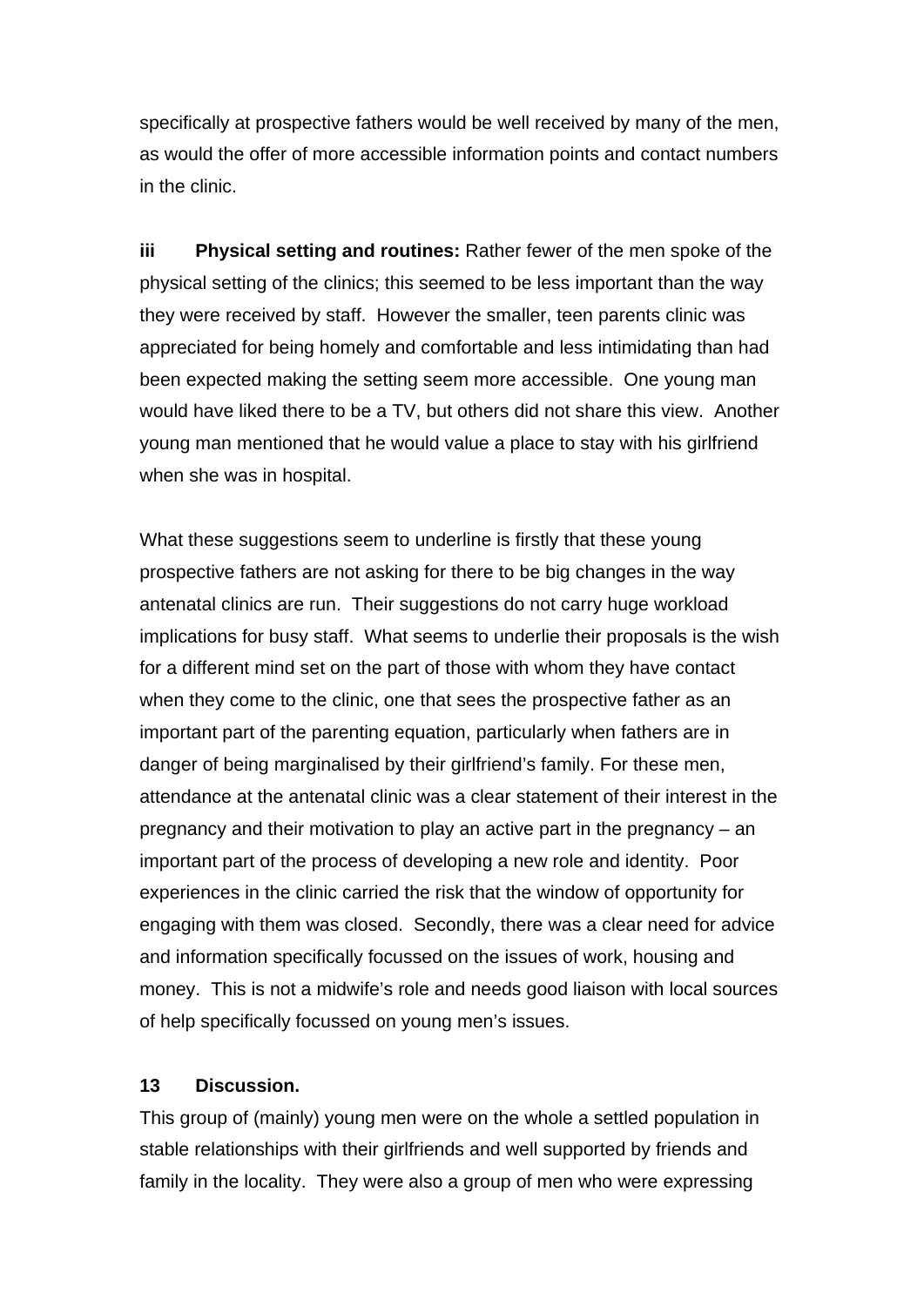specifically at prospective fathers would be well received by many of the men, as would the offer of more accessible information points and contact numbers in the clinic.

**iii Physical setting and routines:** Rather fewer of the men spoke of the physical setting of the clinics; this seemed to be less important than the way they were received by staff. However the smaller, teen parents clinic was appreciated for being homely and comfortable and less intimidating than had been expected making the setting seem more accessible. One young man would have liked there to be a TV, but others did not share this view. Another young man mentioned that he would value a place to stay with his girlfriend when she was in hospital.

What these suggestions seem to underline is firstly that these young prospective fathers are not asking for there to be big changes in the way antenatal clinics are run. Their suggestions do not carry huge workload implications for busy staff. What seems to underlie their proposals is the wish for a different mind set on the part of those with whom they have contact when they come to the clinic, one that sees the prospective father as an important part of the parenting equation, particularly when fathers are in danger of being marginalised by their girlfriend's family. For these men, attendance at the antenatal clinic was a clear statement of their interest in the pregnancy and their motivation to play an active part in the pregnancy – an important part of the process of developing a new role and identity. Poor experiences in the clinic carried the risk that the window of opportunity for engaging with them was closed. Secondly, there was a clear need for advice and information specifically focussed on the issues of work, housing and money. This is not a midwife's role and needs good liaison with local sources of help specifically focussed on young men's issues.

## 13 Discussion.

This group of (mainly) young men were on the whole a settled population in stable relationships with their girlfriends and well supported by friends and family in the locality. They were also a group of men who were expressing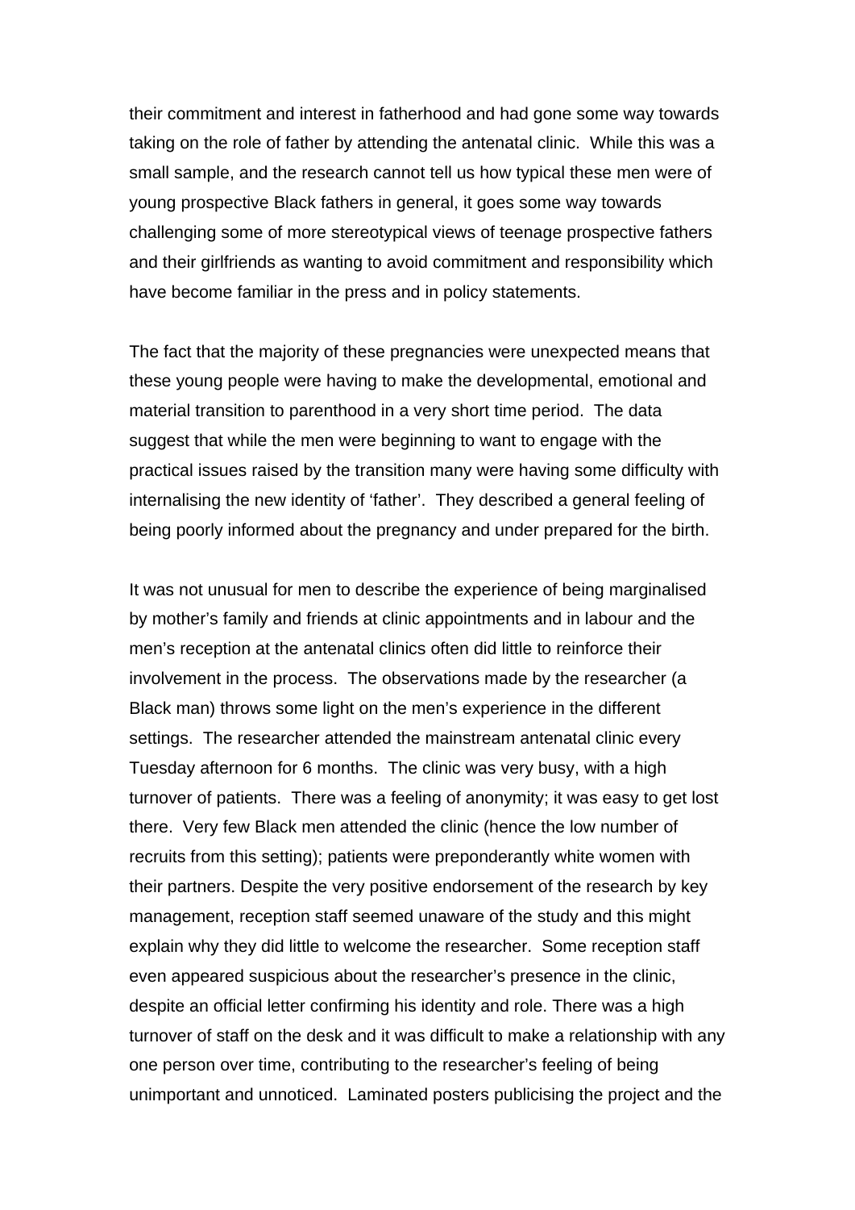their commitment and interest in fatherhood and had gone some way towards taking on the role of father by attending the antenatal clinic. While this was a small sample, and the research cannot tell us how typical these men were of young prospective Black fathers in general, it goes some way towards challenging some of more stereotypical views of teenage prospective fathers and their girlfriends as wanting to avoid commitment and responsibility which have become familiar in the press and in policy statements.

The fact that the majority of these pregnancies were unexpected means that these young people were having to make the developmental, emotional and material transition to parenthood in a very short time period. The data suggest that while the men were beginning to want to engage with the practical issues raised by the transition many were having some difficulty with internalising the new identity of 'father'. They described a general feeling of being poorly informed about the pregnancy and under prepared for the birth.

It was not unusual for men to describe the experience of being marginalised by mother's family and friends at clinic appointments and in labour and the men's reception at the antenatal clinics often did little to reinforce their involvement in the process. The observations made by the researcher (a Black man) throws some light on the men's experience in the different settings. The researcher attended the mainstream antenatal clinic every Tuesday afternoon for 6 months. The clinic was very busy, with a high turnover of patients. There was a feeling of anonymity; it was easy to get lost there. Very few Black men attended the clinic (hence the low number of recruits from this setting); patients were preponderantly white women with their partners. Despite the very positive endorsement of the research by key management, reception staff seemed unaware of the study and this might explain why they did little to welcome the researcher. Some reception staff even appeared suspicious about the researcher's presence in the clinic, despite an official letter confirming his identity and role. There was a high turnover of staff on the desk and it was difficult to make a relationship with any one person over time, contributing to the researcher's feeling of being unimportant and unnoticed. Laminated posters publicising the project and the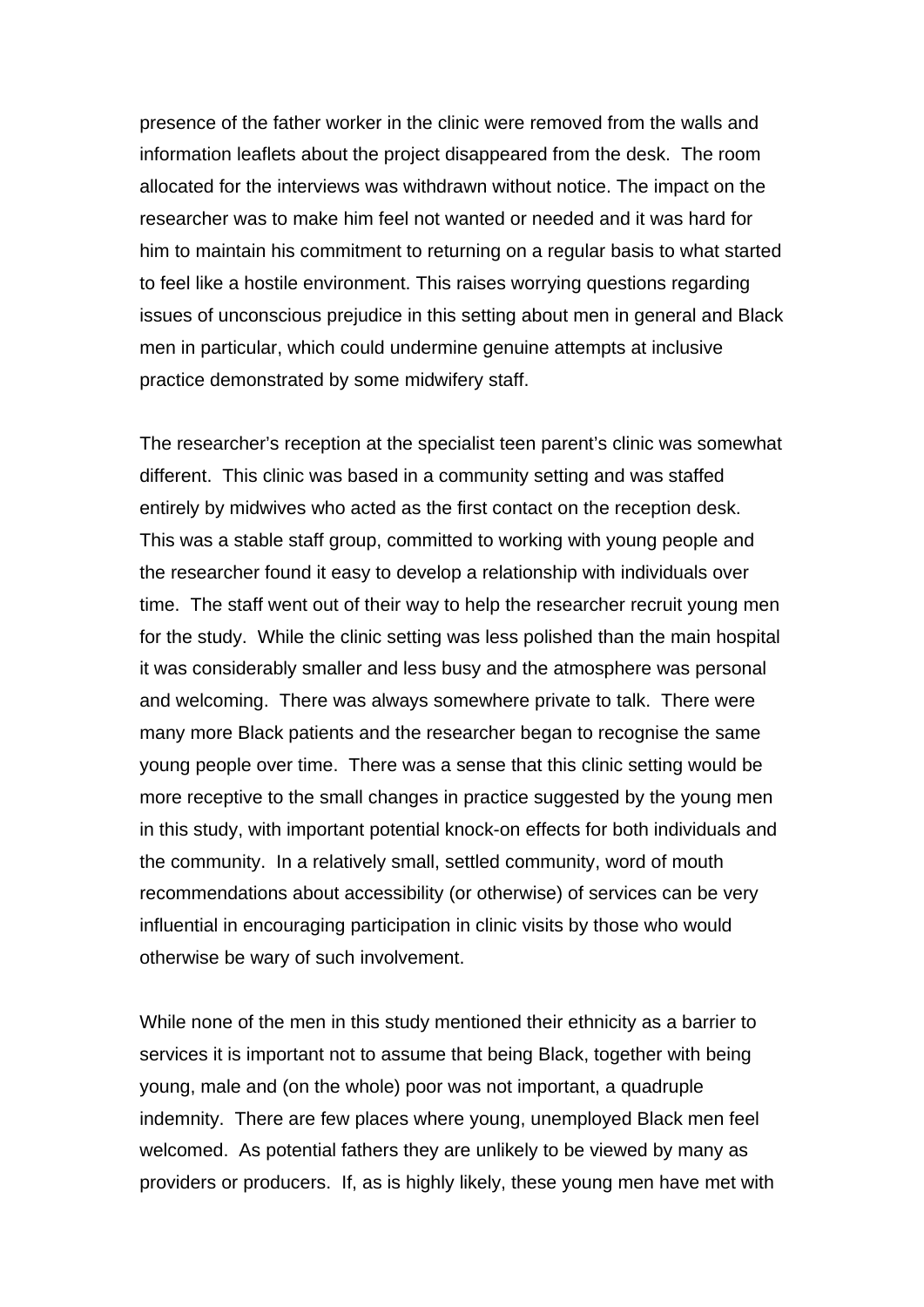presence of the father worker in the clinic were removed from the walls and information leaflets about the project disappeared from the desk. The room allocated for the interviews was withdrawn without notice. The impact on the researcher was to make him feel not wanted or needed and it was hard for him to maintain his commitment to returning on a regular basis to what started to feel like a hostile environment. This raises worrying questions regarding issues of unconscious prejudice in this setting about men in general and Black men in particular, which could undermine genuine attempts at inclusive practice demonstrated by some midwifery staff.

The researcher's reception at the specialist teen parent's clinic was somewhat different. This clinic was based in a community setting and was staffed entirely by midwives who acted as the first contact on the reception desk. This was a stable staff group, committed to working with young people and the researcher found it easy to develop a relationship with individuals over time. The staff went out of their way to help the researcher recruit young men for the study. While the clinic setting was less polished than the main hospital it was considerably smaller and less busy and the atmosphere was personal and welcoming. There was always somewhere private to talk. There were many more Black patients and the researcher began to recognise the same young people over time. There was a sense that this clinic setting would be more receptive to the small changes in practice suggested by the young men in this study, with important potential knock-on effects for both individuals and the community. In a relatively small, settled community, word of mouth recommendations about accessibility (or otherwise) of services can be very influential in encouraging participation in clinic visits by those who would otherwise be wary of such involvement.

While none of the men in this study mentioned their ethnicity as a barrier to services it is important not to assume that being Black, together with being young, male and (on the whole) poor was not important, a quadruple indemnity. There are few places where young, unemployed Black men feel welcomed. As potential fathers they are unlikely to be viewed by many as providers or producers. If, as is highly likely, these young men have met with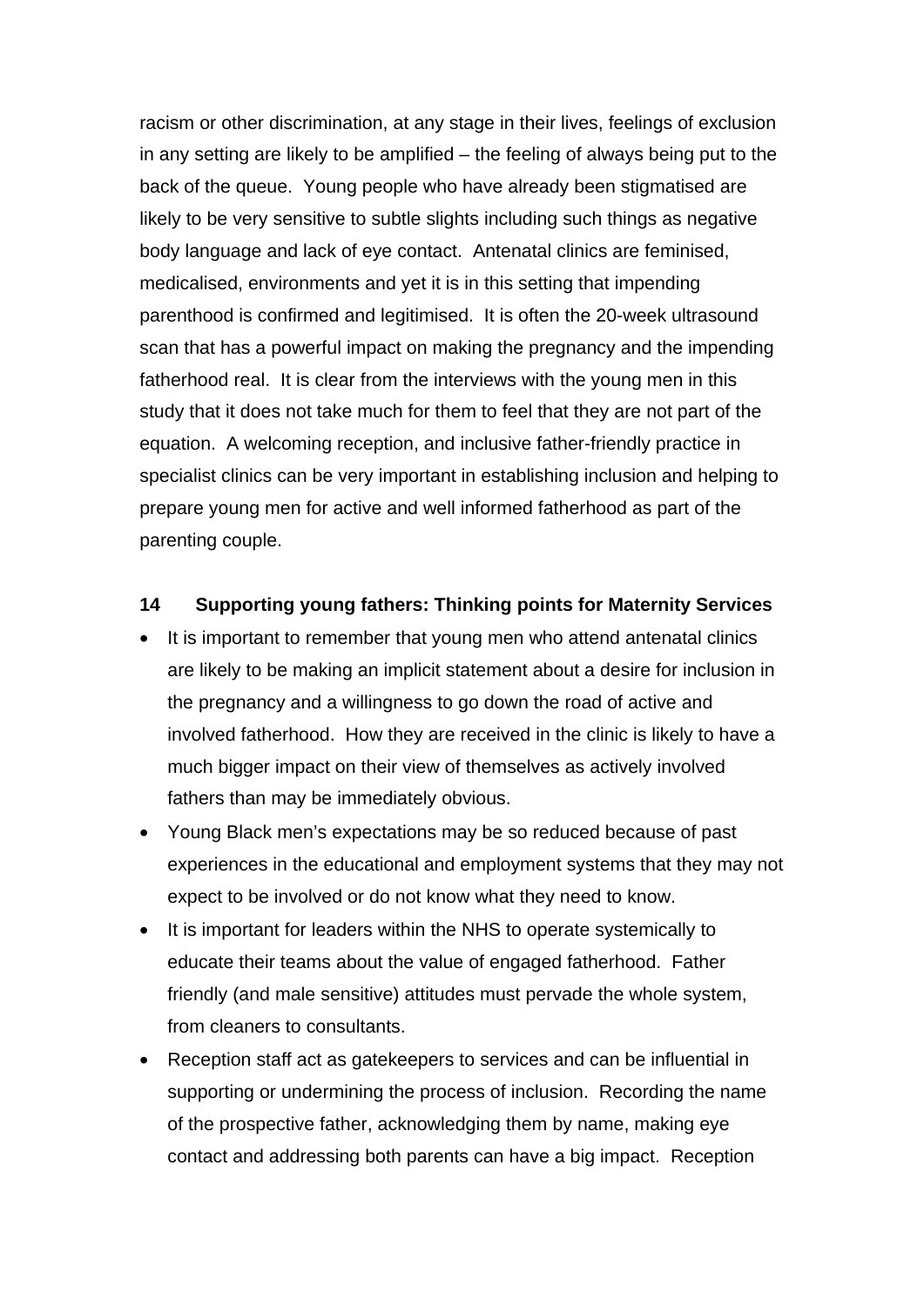racism or other discrimination, at any stage in their lives, feelings of exclusion in any setting are likely to be amplified – the feeling of always being put to the back of the queue. Young people who have already been stigmatised are likely to be very sensitive to subtle slights including such things as negative body language and lack of eye contact. Antenatal clinics are feminised, medicalised, environments and yet it is in this setting that impending parenthood is confirmed and legitimised. It is often the 20-week ultrasound scan that has a powerful impact on making the pregnancy and the impending fatherhood real. It is clear from the interviews with the young men in this study that it does not take much for them to feel that they are not part of the equation. A welcoming reception, and inclusive father-friendly practice in specialist clinics can be very important in establishing inclusion and helping to prepare young men for active and well informed fatherhood as part of the parenting couple.

## 14 Supporting young fathers: Thinking points for Maternity Services

- It is important to remember that young men who attend antenatal clinics are likely to be making an implicit statement about a desire for inclusion in the pregnancy and a willingness to go down the road of active and involved fatherhood. How they are received in the clinic is likely to have a much bigger impact on their view of themselves as actively involved fathers than may be immediately obvious.
- Young Black men's expectations may be so reduced because of past experiences in the educational and employment systems that they may not expect to be involved or do not know what they need to know.
- It is important for leaders within the NHS to operate systemically to educate their teams about the value of engaged fatherhood. Father friendly (and male sensitive) attitudes must pervade the whole system, from cleaners to consultants.
- Reception staff act as gatekeepers to services and can be influential in supporting or undermining the process of inclusion. Recording the name of the prospective father, acknowledging them by name, making eye contact and addressing both parents can have a big impact. Reception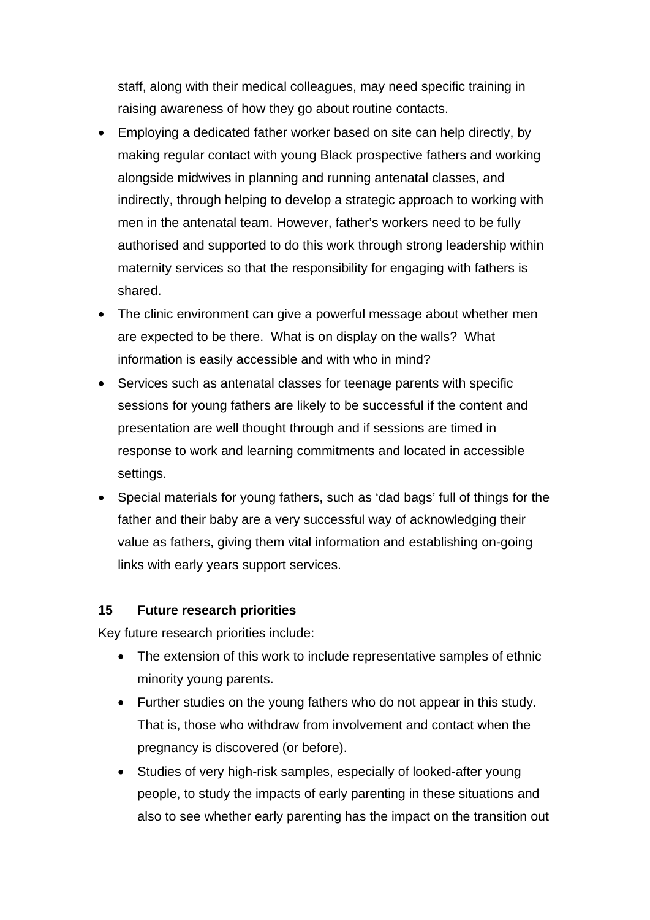staff, along with their medical colleagues, may need specific training in raising awareness of how they go about routine contacts.

- Employing a dedicated father worker based on site can help directly, by making regular contact with young Black prospective fathers and working alongside midwives in planning and running antenatal classes, and indirectly, through helping to develop a strategic approach to working with men in the antenatal team. However, father's workers need to be fully authorised and supported to do this work through strong leadership within maternity services so that the responsibility for engaging with fathers is shared.
- The clinic environment can give a powerful message about whether men are expected to be there. What is on display on the walls? What information is easily accessible and with who in mind?
- Services such as antenatal classes for teenage parents with specific sessions for young fathers are likely to be successful if the content and presentation are well thought through and if sessions are timed in response to work and learning commitments and located in accessible settings.
- Special materials for young fathers, such as 'dad bags' full of things for the father and their baby are a very successful way of acknowledging their value as fathers, giving them vital information and establishing on-going links with early years support services.

## 15 Future research priorities

Key future research priorities include:

- The extension of this work to include representative samples of ethnic minority young parents.
- Further studies on the young fathers who do not appear in this study. That is, those who withdraw from involvement and contact when the pregnancy is discovered (or before).
- Studies of very high-risk samples, especially of looked-after young people, to study the impacts of early parenting in these situations and also to see whether early parenting has the impact on the transition out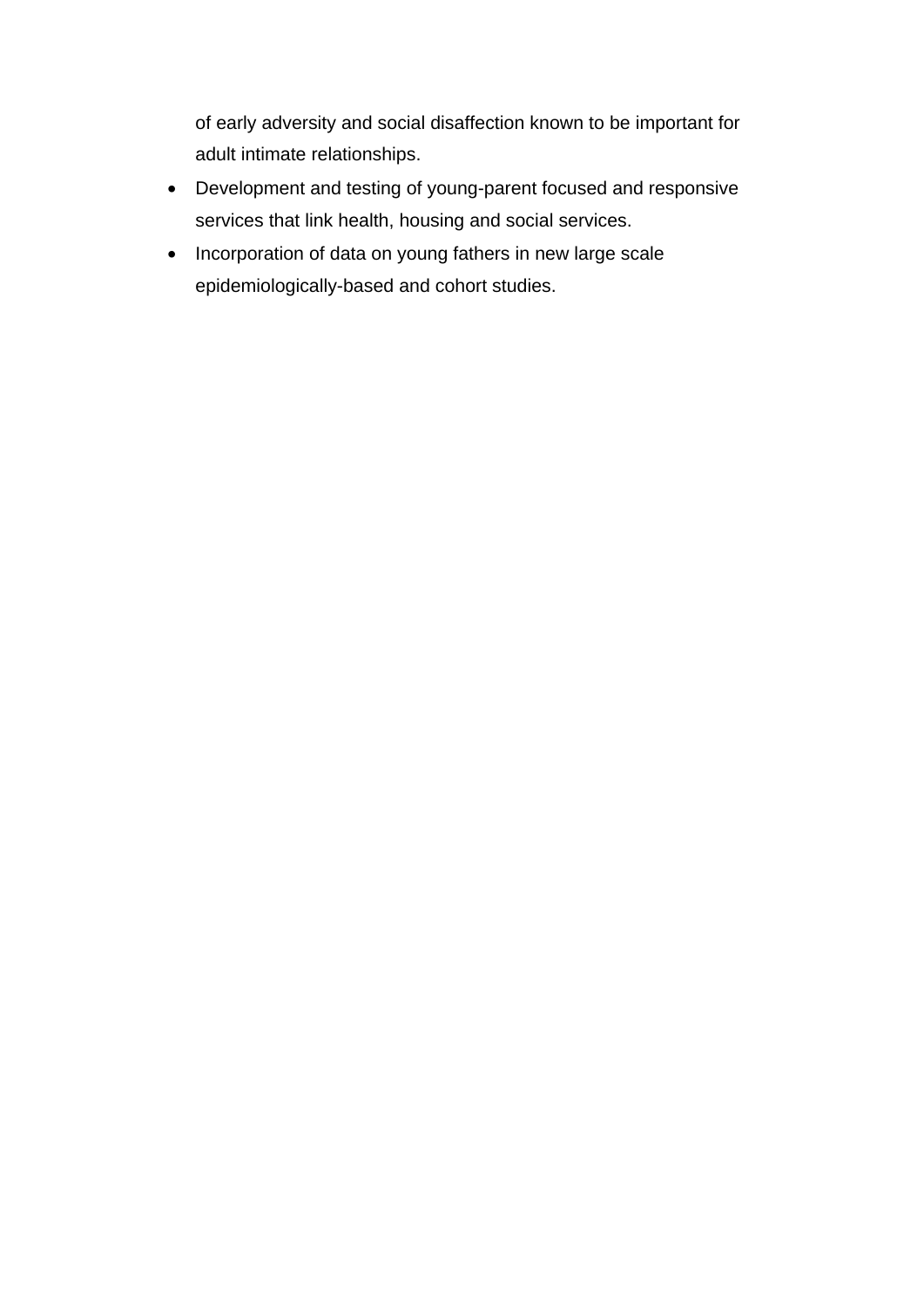of early adversity and social disaffection known to be important for adult intimate relationships.

- Development and testing of young-parent focused and responsive services that link health, housing and social services.
- Incorporation of data on young fathers in new large scale epidemiologically-based and cohort studies.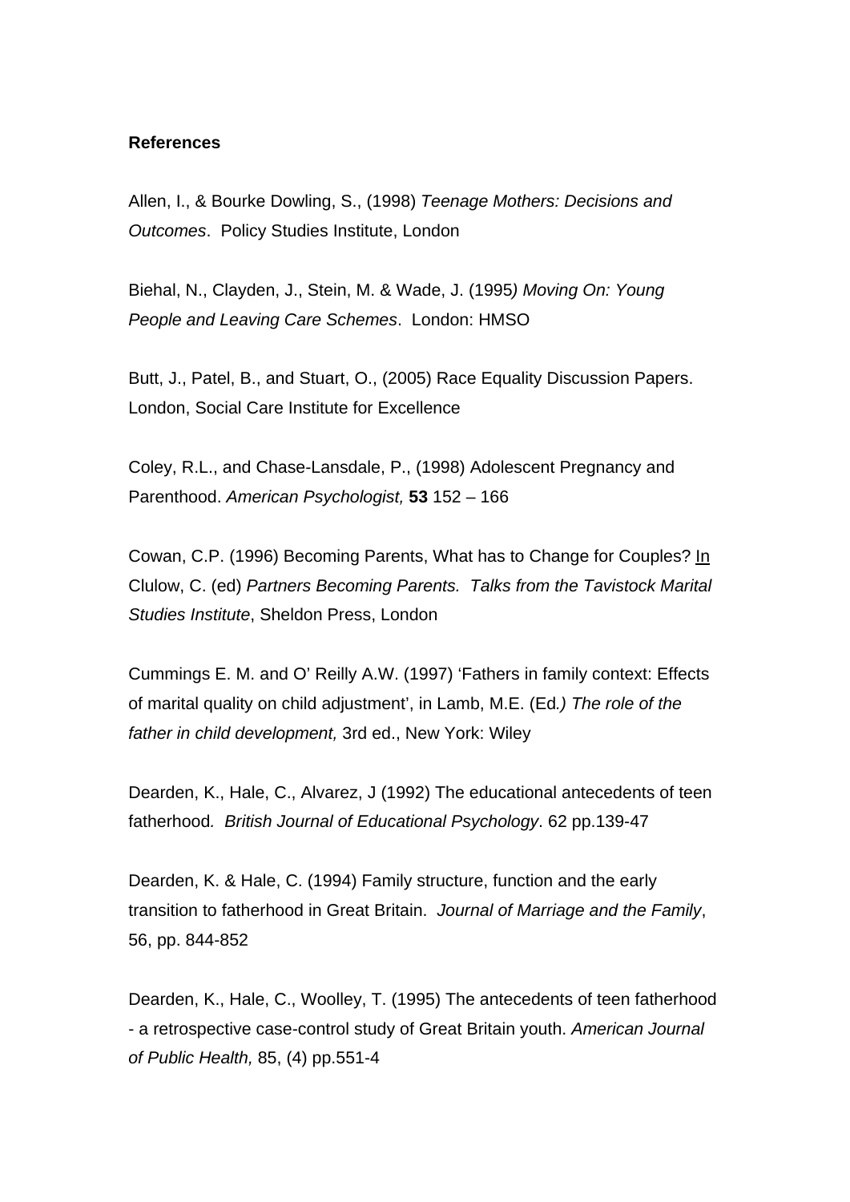**References**

Allen, I., & Bourke Dowling, S., (1998) *Teenage Mothers: Decisions and Outcomes*. Policy Studies Institute, London

Biehal, N., Clayden, J., Stein, M. & Wade, J. (1995*) Moving On: Young People and Leaving Care Schemes*. London: HMSO

Butt, J., Patel, B., and Stuart, O., (2005) Race Equality Discussion Papers. London, Social Care Institute for Excellence

Coley, R.L., and Chase-Lansdale, P., (1998) Adolescent Pregnancy and Parenthood. *American Psychologist,* **53** 152 – 166

Cowan, C.P. (1996) Becoming Parents, What has to Change for Couples? In Clulow, C. (ed) *Partners Becoming Parents. Talks from the Tavistock Marital Studies Institute*, Sheldon Press, London

Cummings E. M. and O' Reilly A.W. (1997) 'Fathers in family context: Effects of marital quality on child adjustment', in Lamb, M.E. (Ed*.) The role of the father in child development,* 3rd ed., New York: Wiley

Dearden, K., Hale, C., Alvarez, J (1992) The educational antecedents of teen fatherhood*. British Journal of Educational Psychology*. 62 pp.139-47

Dearden, K. & Hale, C. (1994) Family structure, function and the early transition to fatherhood in Great Britain. *Journal of Marriage and the Family*, 56, pp. 844-852

Dearden, K., Hale, C., Woolley, T. (1995) The antecedents of teen fatherhood - a retrospective case-control study of Great Britain youth. *American Journal of Public Health,* 85, (4) pp.551-4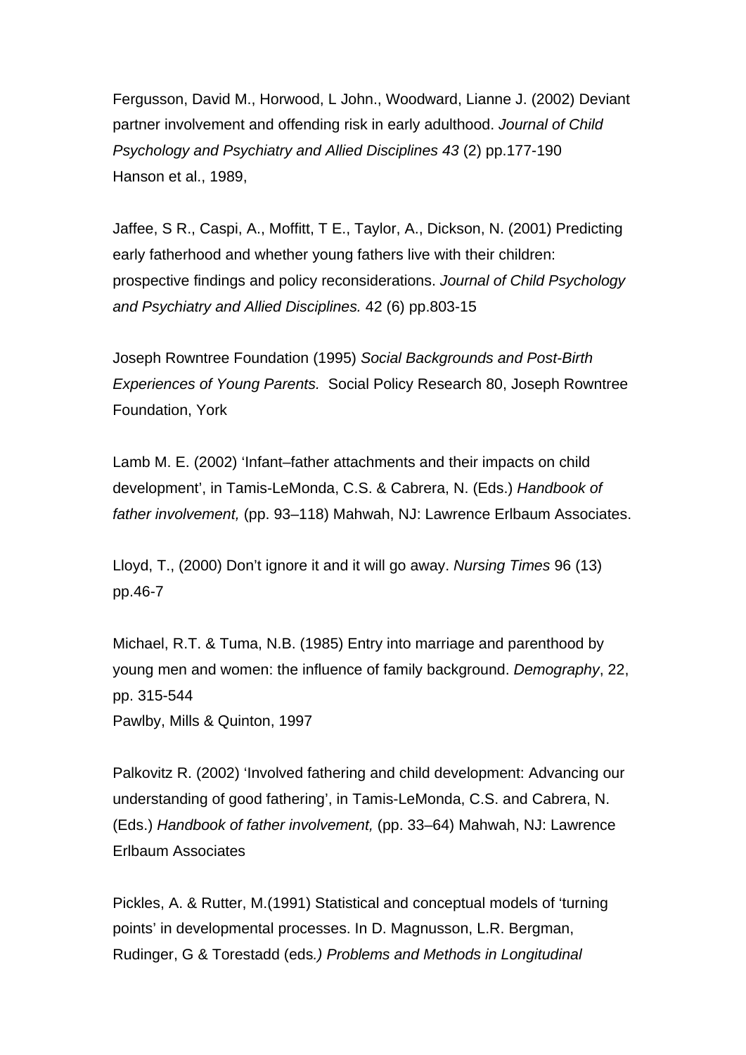Fergusson, David M., Horwood, L John., Woodward, Lianne J. (2002) Deviant partner involvement and offending risk in early adulthood. *Journal of Child Psychology and Psychiatry and Allied Disciplines 43* (2) pp.177-190
Hanson et al., 1989,

Jaffee, S R., Caspi, A., Moffitt, T E., Taylor, A., Dickson, N. (2001) Predicting early fatherhood and whether young fathers live with their children: prospective findings and policy reconsiderations. *Journal of Child Psychology and Psychiatry and Allied Disciplines.* 42 (6) pp.803-15

Joseph Rowntree Foundation (1995) *Social Backgrounds and Post-Birth Experiences of Young Parents.* Social Policy Research 80, Joseph Rowntree Foundation, York

Lamb M. E. (2002) 'Infant–father attachments and their impacts on child development', in Tamis-LeMonda, C.S. & Cabrera, N. (Eds.) *Handbook of father involvement,* (pp. 93–118) Mahwah, NJ: Lawrence Erlbaum Associates.

Lloyd, T., (2000) Don't ignore it and it will go away. *Nursing Times* 96 (13) pp.46-7

Michael, R.T. & Tuma, N.B. (1985) Entry into marriage and parenthood by young men and women: the influence of family background. *Demography*, 22, pp. 315-544
Pawlby, Mills & Quinton, 1997

Palkovitz R. (2002) 'Involved fathering and child development: Advancing our understanding of good fathering', in Tamis-LeMonda, C.S. and Cabrera, N. (Eds.) *Handbook of father involvement,* (pp. 33–64) Mahwah, NJ: Lawrence Erlbaum Associates

Pickles, A. & Rutter, M.(1991) Statistical and conceptual models of 'turning points' in developmental processes. In D. Magnusson, L.R. Bergman, Rudinger, G & Torestadd (eds*.) Problems and Methods in Longitudinal*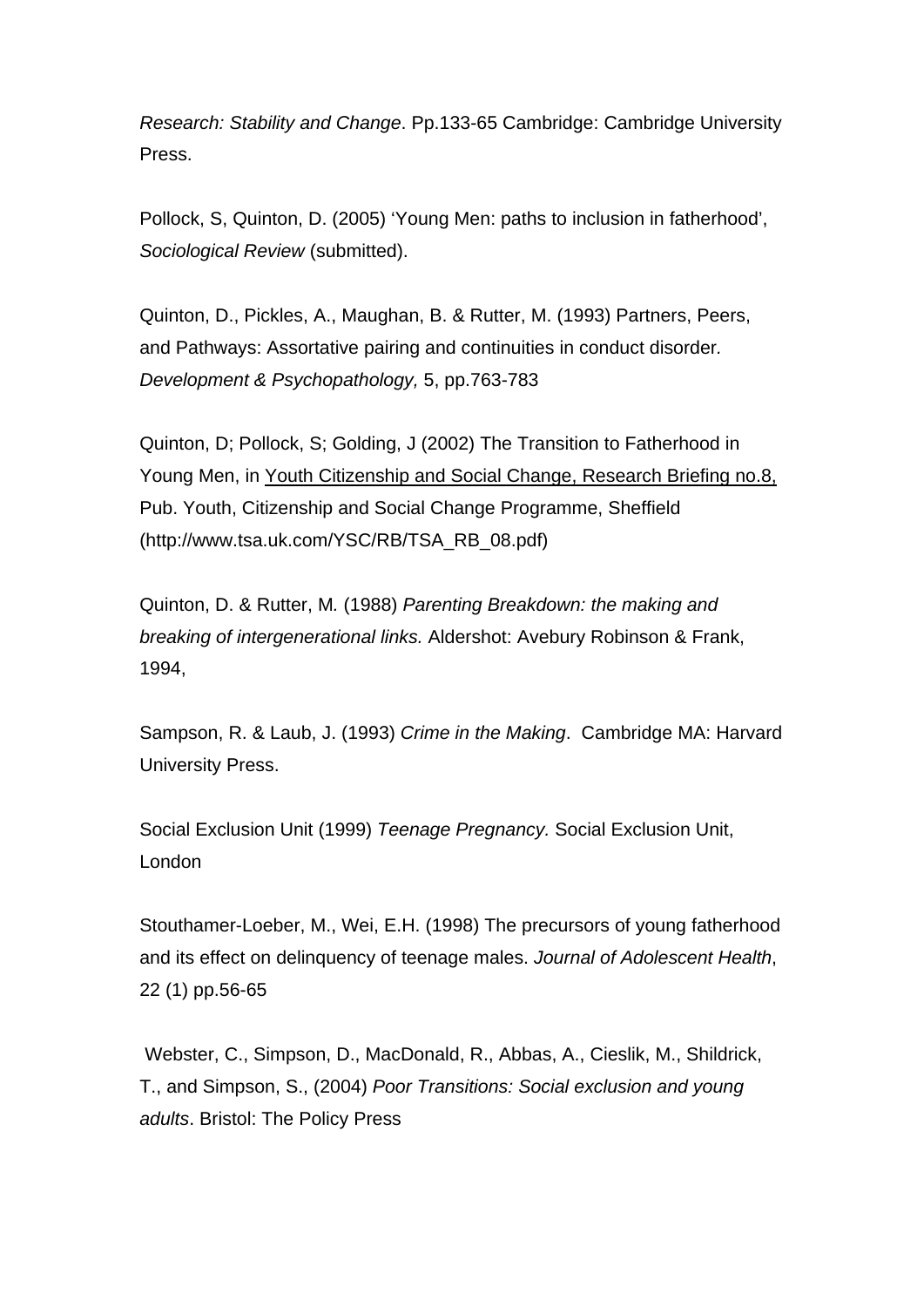*Research: Stability and Change*. Pp.133-65 Cambridge: Cambridge University Press.

Pollock, S, Quinton, D. (2005) 'Young Men: paths to inclusion in fatherhood', *Sociological Review* (submitted).

Quinton, D., Pickles, A., Maughan, B. & Rutter, M. (1993) Partners, Peers, and Pathways: Assortative pairing and continuities in conduct disorder. *Development & Psychopathology,* 5, pp.763-783

Quinton, D; Pollock, S; Golding, J (2002) The Transition to Fatherhood in Young Men, in <u>Youth Citizenship and Social Change, Research Briefing no.8,</u> Pub. Youth, Citizenship and Social Change Programme, Sheffield (http://www.tsa.uk.com/YSC/RB/TSA_RB_08.pdf)

Quinton, D. & Rutter, M. (1988) *Parenting Breakdown: the making and breaking of intergenerational links.* Aldershot: Avebury Robinson & Frank, 1994,

Sampson, R. & Laub, J. (1993) *Crime in the Making*. Cambridge MA: Harvard University Press.

Social Exclusion Unit (1999) *Teenage Pregnancy.* Social Exclusion Unit, London

Stouthamer-Loeber, M., Wei, E.H. (1998) The precursors of young fatherhood and its effect on delinquency of teenage males. *Journal of Adolescent Health*, 22 (1) pp.56-65

Webster, C., Simpson, D., MacDonald, R., Abbas, A., Cieslik, M., Shildrick, T., and Simpson, S., (2004) *Poor Transitions: Social exclusion and young adults*. Bristol: The Policy Press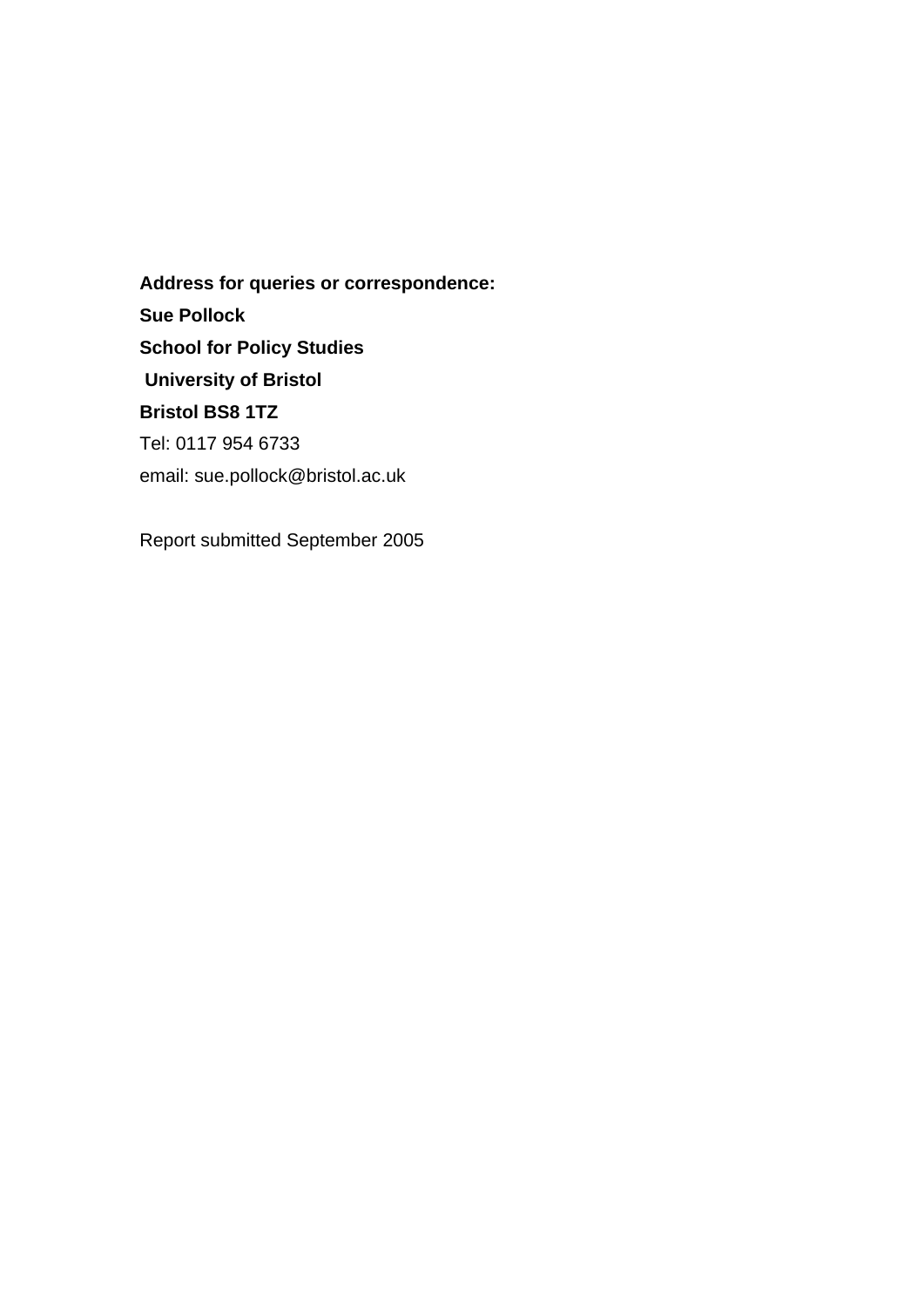**Address for queries or correspondence:**

**Sue Pollock**

**School for Policy Studies**

**University of Bristol**

**Bristol BS8 1TZ**

Tel: 0117 954 6733

email: sue.pollock@bristol.ac.uk

Report submitted September 2005